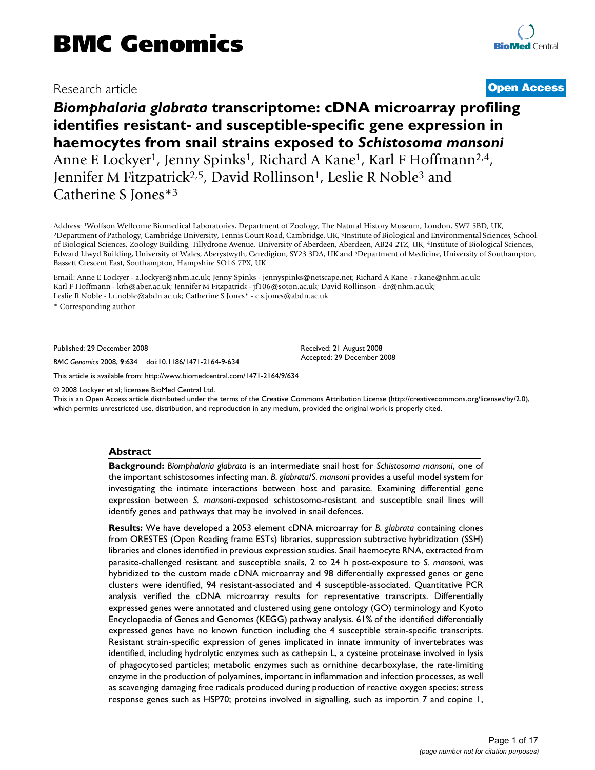BMC Genomics

Research article

**Open Access**

# *Biomphalaria glabrata* transcriptome: cDNA microarray profiling identifies resistant- and susceptible-specific gene expression in haemocytes from snail strains exposed to *Schistosoma mansoni*

Anne E Lockyer[1], Jenny Spinks[1], Richard A Kane[1], Karl F Hoffmann[2,4], Jennifer M Fitzpatrick[2,5], David Rollinson[1], Leslie R Noble[3] and Catherine S Jones*[3]

Address: [1]Wolfson Wellcome Biomedical Laboratories, Department of Zoology, The Natural History Museum, London, SW7 5BD, UK, [2]Department of Pathology, Cambridge University, Tennis Court Road, Cambridge, UK, [3]Institute of Biological and Environmental Sciences, School of Biological Sciences, Zoology Building, Tillydrone Avenue, University of Aberdeen, Aberdeen, AB24 2TZ, UK, [4]Institute of Biological Sciences, Edward Llwyd Building, University of Wales, Aberystwyth, Ceredigion, SY23 3DA, UK and [5]Department of Medicine, University of Southampton, Bassett Crescent East, Southampton, Hampshire SO16 7PX, UK

Email: Anne E Lockyer - a.lockyer@nhm.ac.uk; Jenny Spinks - jennyspinks@netscape.net; Richard A Kane - r.kane@nhm.ac.uk; Karl F Hoffmann - krh@aber.ac.uk; Jennifer M Fitzpatrick - jf106@soton.ac.uk; David Rollinson - dr@nhm.ac.uk; Leslie R Noble - l.r.noble@abdn.ac.uk; Catherine S Jones* - c.s.jones@abdn.ac.uk

\* Corresponding author

Published: 29 December 2008

*BMC Genomics* 2008, **9**:634 doi:10.1186/1471-2164-9-634

Received: 21 August 2008
Accepted: 29 December 2008

This article is available from: http://www.biomedcentral.com/1471-2164/9/634

© 2008 Lockyer et al; licensee BioMed Central Ltd.
This is an Open Access article distributed under the terms of the Creative Commons Attribution License (http://creativecommons.org/licenses/by/2.0), which permits unrestricted use, distribution, and reproduction in any medium, provided the original work is properly cited.

## Abstract

**Background:** *Biomphalaria glabrata* is an intermediate snail host for *Schistosoma mansoni*, one of the important schistosomes infecting man. *B. glabrata/S. mansoni* provides a useful model system for investigating the intimate interactions between host and parasite. Examining differential gene expression between *S. mansoni*-exposed schistosome-resistant and susceptible snail lines will identify genes and pathways that may be involved in snail defences.

**Results:** We have developed a 2053 element cDNA microarray for *B. glabrata* containing clones from ORESTES (Open Reading frame ESTs) libraries, suppression subtractive hybridization (SSH) libraries and clones identified in previous expression studies. Snail haemocyte RNA, extracted from parasite-challenged resistant and susceptible snails, 2 to 24 h post-exposure to *S. mansoni*, was hybridized to the custom made cDNA microarray and 98 differentially expressed genes or gene clusters were identified, 94 resistant-associated and 4 susceptible-associated. Quantitative PCR analysis verified the cDNA microarray results for representative transcripts. Differentially expressed genes were annotated and clustered using gene ontology (GO) terminology and Kyoto Encyclopaedia of Genes and Genomes (KEGG) pathway analysis. 61% of the identified differentially expressed genes have no known function including the 4 susceptible strain-specific transcripts. Resistant strain-specific expression of genes implicated in innate immunity of invertebrates was identified, including hydrolytic enzymes such as cathepsin L, a cysteine proteinase involved in lysis of phagocytosed particles; metabolic enzymes such as ornithine decarboxylase, the rate-limiting enzyme in the production of polyamines, important in inflammation and infection processes, as well as scavenging damaging free radicals produced during production of reactive oxygen species; stress response genes such as HSP70; proteins involved in signalling, such as importin 7 and copine 1,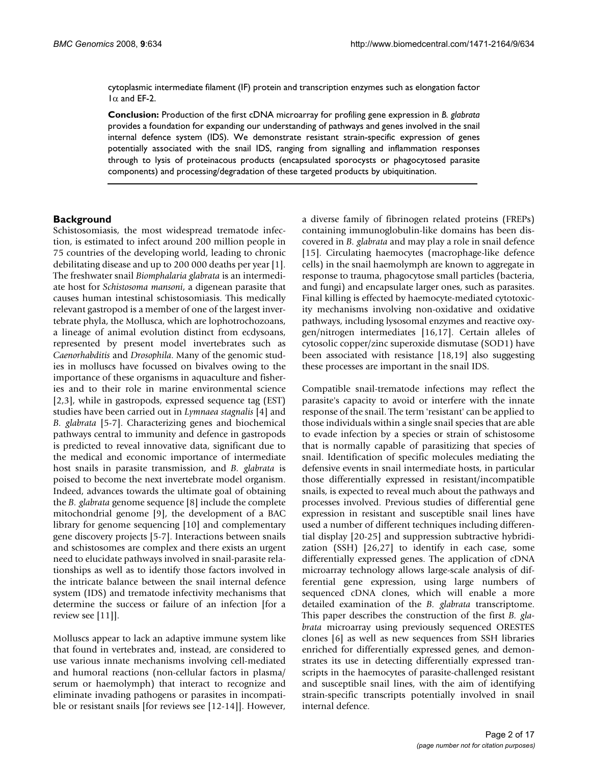cytoplasmic intermediate filament (IF) protein and transcription enzymes such as elongation factor 1α and EF-2.

**Conclusion:** Production of the first cDNA microarray for profiling gene expression in *B. glabrata* provides a foundation for expanding our understanding of pathways and genes involved in the snail internal defence system (IDS). We demonstrate resistant strain-specific expression of genes potentially associated with the snail IDS, ranging from signalling and inflammation responses through to lysis of proteinacous products (encapsulated sporocysts or phagocytosed parasite components) and processing/degradation of these targeted products by ubiquitination.

## Background

Schistosomiasis, the most widespread trematode infection, is estimated to infect around 200 million people in 75 countries of the developing world, leading to chronic debilitating disease and up to 200 000 deaths per year [1]. The freshwater snail *Biomphalaria glabrata* is an intermediate host for *Schistosoma mansoni*, a digenean parasite that causes human intestinal schistosomiasis. This medically relevant gastropod is a member of one of the largest invertebrate phyla, the Mollusca, which are lophotrochozoans, a lineage of animal evolution distinct from ecdysoans, represented by present model invertebrates such as *Caenorhabditis* and *Drosophila*. Many of the genomic studies in molluscs have focussed on bivalves owing to the importance of these organisms in aquaculture and fisheries and to their role in marine environmental science [2,3], while in gastropods, expressed sequence tag (EST) studies have been carried out in *Lymnaea stagnalis* [4] and *B. glabrata* [5-7]. Characterizing genes and biochemical pathways central to immunity and defence in gastropods is predicted to reveal innovative data, significant due to the medical and economic importance of intermediate host snails in parasite transmission, and *B. glabrata* is poised to become the next invertebrate model organism. Indeed, advances towards the ultimate goal of obtaining the *B. glabrata* genome sequence [8] include the complete mitochondrial genome [9], the development of a BAC library for genome sequencing [10] and complementary gene discovery projects [5-7]. Interactions between snails and schistosomes are complex and there exists an urgent need to elucidate pathways involved in snail-parasite relationships as well as to identify those factors involved in the intricate balance between the snail internal defence system (IDS) and trematode infectivity mechanisms that determine the success or failure of an infection [for a review see [11]].

Molluscs appear to lack an adaptive immune system like that found in vertebrates and, instead, are considered to use various innate mechanisms involving cell-mediated and humoral reactions (non-cellular factors in plasma/serum or haemolymph) that interact to recognize and eliminate invading pathogens or parasites in incompatible or resistant snails [for reviews see [12-14]]. However, a diverse family of fibrinogen related proteins (FREPs) containing immunoglobulin-like domains has been discovered in *B. glabrata* and may play a role in snail defence [15]. Circulating haemocytes (macrophage-like defence cells) in the snail haemolymph are known to aggregate in response to trauma, phagocytose small particles (bacteria, and fungi) and encapsulate larger ones, such as parasites. Final killing is effected by haemocyte-mediated cytotoxicity mechanisms involving non-oxidative and oxidative pathways, including lysosomal enzymes and reactive oxygen/nitrogen intermediates [16,17]. Certain alleles of cytosolic copper/zinc superoxide dismutase (SOD1) have been associated with resistance [18,19] also suggesting these processes are important in the snail IDS.

Compatible snail-trematode infections may reflect the parasite's capacity to avoid or interfere with the innate response of the snail. The term 'resistant' can be applied to those individuals within a single snail species that are able to evade infection by a species or strain of schistosome that is normally capable of parasitizing that species of snail. Identification of specific molecules mediating the defensive events in snail intermediate hosts, in particular those differentially expressed in resistant/incompatible snails, is expected to reveal much about the pathways and processes involved. Previous studies of differential gene expression in resistant and susceptible snail lines have used a number of different techniques including differential display [20-25] and suppression subtractive hybridization (SSH) [26,27] to identify in each case, some differentially expressed genes. The application of cDNA microarray technology allows large-scale analysis of differential gene expression, using large numbers of sequenced cDNA clones, which will enable a more detailed examination of the *B. glabrata* transcriptome. This paper describes the construction of the first *B. glabrata* microarray using previously sequenced ORESTES clones [6] as well as new sequences from SSH libraries enriched for differentially expressed genes, and demonstrates its use in detecting differentially expressed transcripts in the haemocytes of parasite-challenged resistant and susceptible snail lines, with the aim of identifying strain-specific transcripts potentially involved in snail internal defence.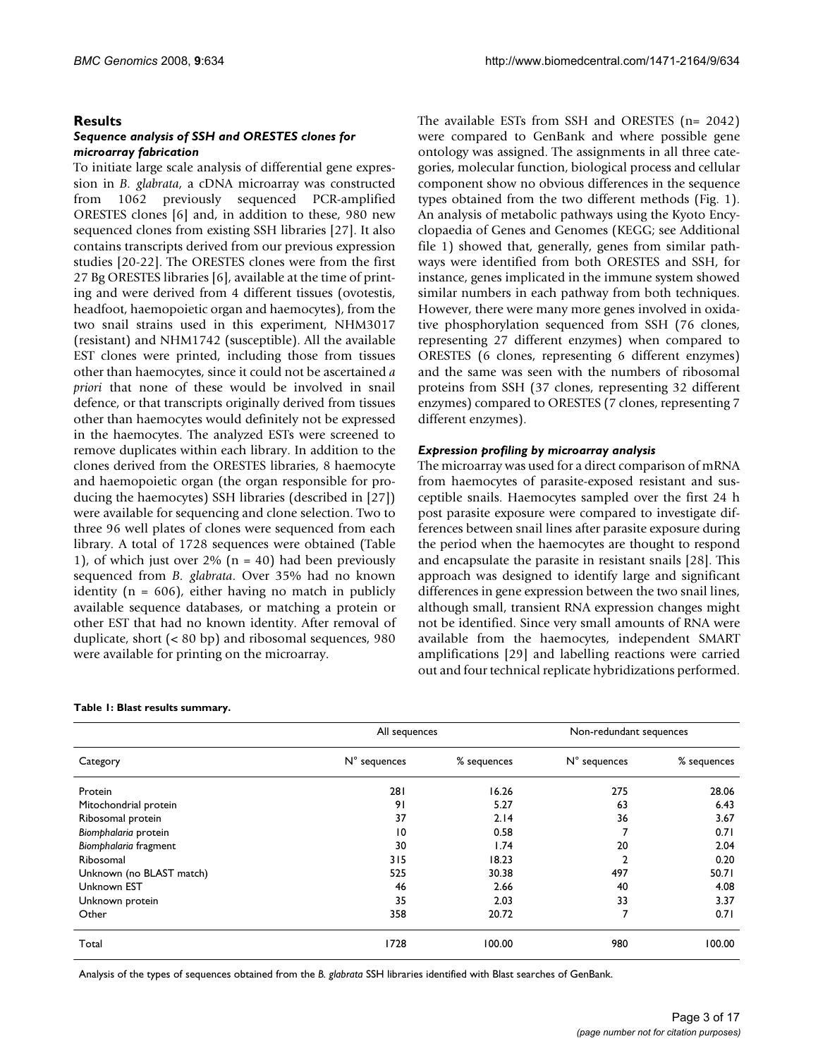## Results

### *Sequence analysis of SSH and ORESTES clones for microarray fabrication*

To initiate large scale analysis of differential gene expression in *B. glabrata*, a cDNA microarray was constructed from 1062 previously sequenced PCR-amplified ORESTES clones [6] and, in addition to these, 980 new sequenced clones from existing SSH libraries [27]. It also contains transcripts derived from our previous expression studies [20-22]. The ORESTES clones were from the first 27 Bg ORESTES libraries [6], available at the time of printing and were derived from 4 different tissues (ovotestis, headfoot, haemopoietic organ and haemocytes), from the two snail strains used in this experiment, NHM3017 (resistant) and NHM1742 (susceptible). All the available EST clones were printed, including those from tissues other than haemocytes, since it could not be ascertained *a priori* that none of these would be involved in snail defence, or that transcripts originally derived from tissues other than haemocytes would definitely not be expressed in the haemocytes. The analyzed ESTs were screened to remove duplicates within each library. In addition to the clones derived from the ORESTES libraries, 8 haemocyte and haemopoietic organ (the organ responsible for producing the haemocytes) SSH libraries (described in [27]) were available for sequencing and clone selection. Two to three 96 well plates of clones were sequenced from each library. A total of 1728 sequences were obtained (Table 1), of which just over 2% (n = 40) had been previously sequenced from *B. glabrata*. Over 35% had no known identity (n = 606), either having no match in publicly available sequence databases, or matching a protein or other EST that had no known identity. After removal of duplicate, short (< 80 bp) and ribosomal sequences, 980 were available for printing on the microarray.

The available ESTs from SSH and ORESTES (n= 2042) were compared to GenBank and where possible gene ontology was assigned. The assignments in all three categories, molecular function, biological process and cellular component show no obvious differences in the sequence types obtained from the two different methods (Fig. 1). An analysis of metabolic pathways using the Kyoto Encyclopaedia of Genes and Genomes (KEGG; see Additional file 1) showed that, generally, genes from similar pathways were identified from both ORESTES and SSH, for instance, genes implicated in the immune system showed similar numbers in each pathway from both techniques. However, there were many more genes involved in oxidative phosphorylation sequenced from SSH (76 clones, representing 27 different enzymes) when compared to ORESTES (6 clones, representing 6 different enzymes) and the same was seen with the numbers of ribosomal proteins from SSH (37 clones, representing 32 different enzymes) compared to ORESTES (7 clones, representing 7 different enzymes).

### *Expression profiling by microarray analysis*

The microarray was used for a direct comparison of mRNA from haemocytes of parasite-exposed resistant and susceptible snails. Haemocytes sampled over the first 24 h post parasite exposure were compared to investigate differences between snail lines after parasite exposure during the period when the haemocytes are thought to respond and encapsulate the parasite in resistant snails [28]. This approach was designed to identify large and significant differences in gene expression between the two snail lines, although small, transient RNA expression changes might not be identified. Since very small amounts of RNA were available from the haemocytes, independent SMART amplifications [29] and labelling reactions were carried out and four technical replicate hybridizations performed.

**Table 1: Blast results summary.**

| | All sequences | | Non-redundant sequences | |
|---|---|---|---|---|
| Category | N° sequences | % sequences | N° sequences | % sequences |
| Protein | 281 | 16.26 | 275 | 28.06 |
| Mitochondrial protein | 91 | 5.27 | 63 | 6.43 |
| Ribosomal protein | 37 | 2.14 | 36 | 3.67 |
| *Biomphalaria* protein | 10 | 0.58 | 7 | 0.71 |
| *Biomphalaria* fragment | 30 | 1.74 | 20 | 2.04 |
| Ribosomal | 315 | 18.23 | 2 | 0.20 |
| Unknown (no BLAST match) | 525 | 30.38 | 497 | 50.71 |
| Unknown EST | 46 | 2.66 | 40 | 4.08 |
| Unknown protein | 35 | 2.03 | 33 | 3.37 |
| Other | 358 | 20.72 | 7 | 0.71 |
| Total | 1728 | 100.00 | 980 | 100.00 |

Analysis of the types of sequences obtained from the *B. glabrata* SSH libraries identified with Blast searches of GenBank.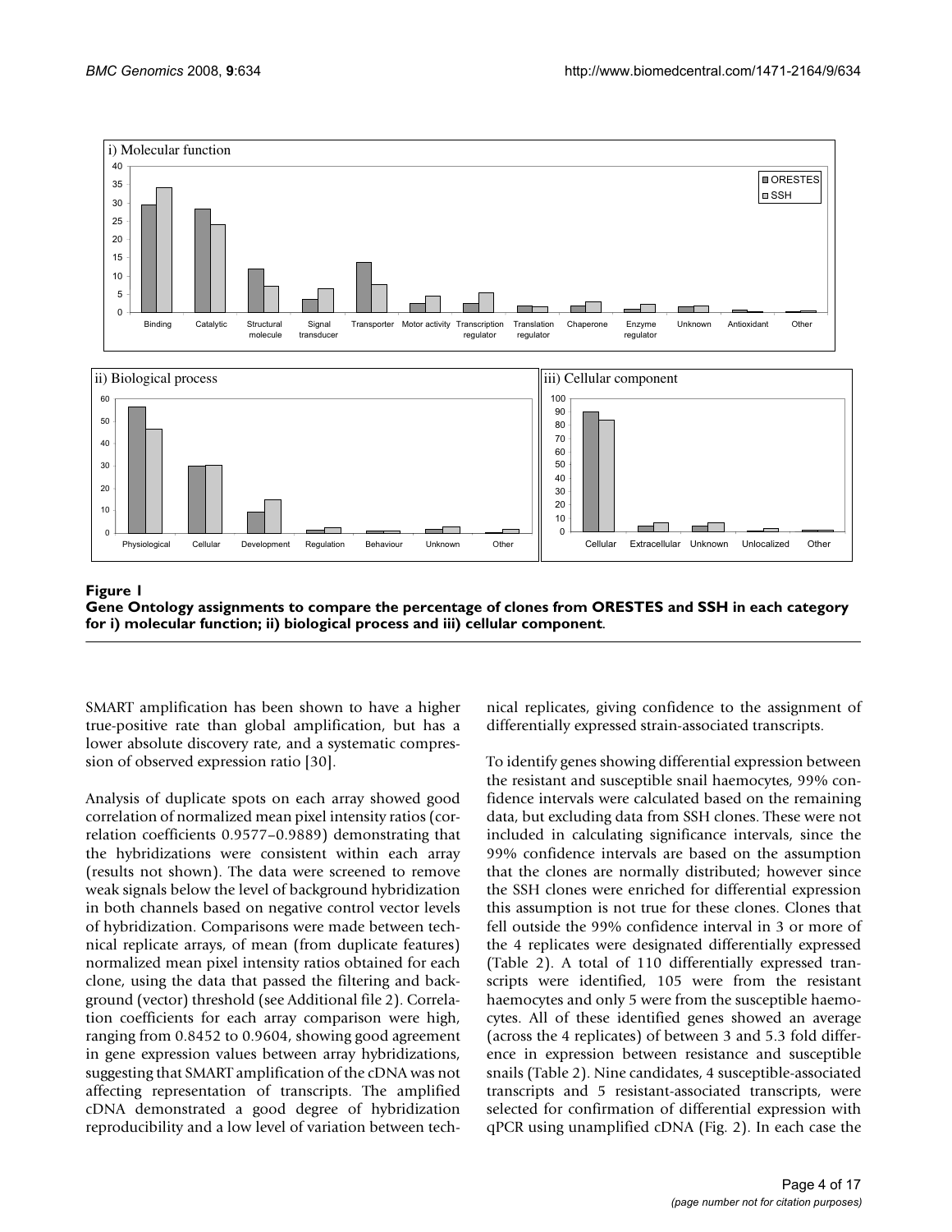**Figure 1**
**Gene Ontology assignments to compare the percentage of clones from ORESTES and SSH in each category for i) molecular function; ii) biological process and iii) cellular component.**

SMART amplification has been shown to have a higher true-positive rate than global amplification, but has a lower absolute discovery rate, and a systematic compression of observed expression ratio [30].

Analysis of duplicate spots on each array showed good correlation of normalized mean pixel intensity ratios (correlation coefficients 0.9577–0.9889) demonstrating that the hybridizations were consistent within each array (results not shown). The data were screened to remove weak signals below the level of background hybridization in both channels based on negative control vector levels of hybridization. Comparisons were made between technical replicate arrays, of mean (from duplicate features) normalized mean pixel intensity ratios obtained for each clone, using the data that passed the filtering and background (vector) threshold (see Additional file 2). Correlation coefficients for each array comparison were high, ranging from 0.8452 to 0.9604, showing good agreement in gene expression values between array hybridizations, suggesting that SMART amplification of the cDNA was not affecting representation of transcripts. The amplified cDNA demonstrated a good degree of hybridization reproducibility and a low level of variation between technical replicates, giving confidence to the assignment of differentially expressed strain-associated transcripts.

To identify genes showing differential expression between the resistant and susceptible snail haemocytes, 99% confidence intervals were calculated based on the remaining data, but excluding data from SSH clones. These were not included in calculating significance intervals, since the 99% confidence intervals are based on the assumption that the clones are normally distributed; however since the SSH clones were enriched for differential expression this assumption is not true for these clones. Clones that fell outside the 99% confidence interval in 3 or more of the 4 replicates were designated differentially expressed (Table 2). A total of 110 differentially expressed transcripts were identified, 105 were from the resistant haemocytes and only 5 were from the susceptible haemocytes. All of these identified genes showed an average (across the 4 replicates) of between 3 and 5.3 fold difference in expression between resistance and susceptible snails (Table 2). Nine candidates, 4 susceptible-associated transcripts and 5 resistant-associated transcripts, were selected for confirmation of differential expression with qPCR using unamplified cDNA (Fig. 2). In each case the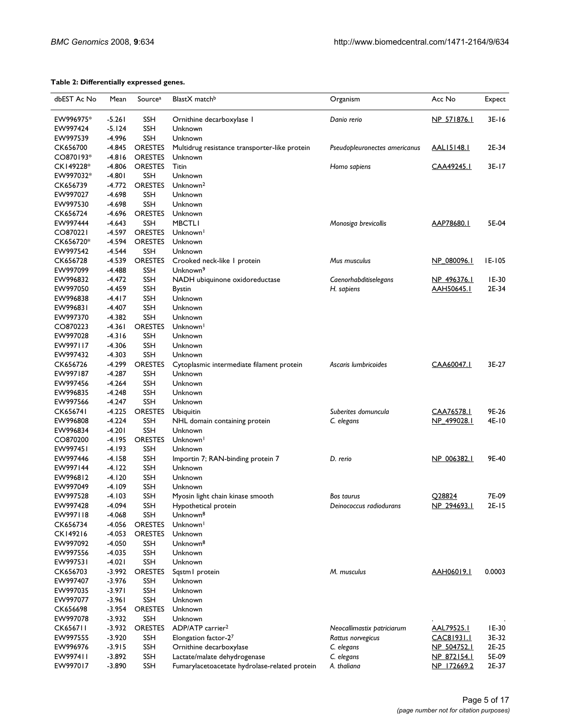**Table 2: Differentially expressed genes.**

| dbEST Ac No | Mean | Source[a] | BlastX match[b] | Organism | Acc No | Expect |
|---|---|---|---|---|---|---|
| EW996975* | -5.261 | SSH | Ornithine decarboxylase 1 | *Danio rerio* | NP_571876.1 | 3E-16 |
| EW997424 | -5.124 | SSH | Unknown | | | |
| EW997539 | -4.996 | SSH | Unknown | | | |
| CK656700 | -4.845 | ORESTES | Multidrug resistance transporter-like protein | *Pseudopleuronectes americanus* | AAL15148.1 | 2E-34 |
| CO870193* | -4.816 | ORESTES | Unknown | | | |
| CK149228* | -4.806 | ORESTES | Titin | *Homo sapiens* | CAA49245.1 | 3E-17 |
| EW997032* | -4.801 | SSH | Unknown | | | |
| CK656739 | -4.772 | ORESTES | Unknown[2] | | | |
| EW997027 | -4.698 | SSH | Unknown | | | |
| EW997530 | -4.698 | SSH | Unknown | | | |
| CK656724 | -4.696 | ORESTES | Unknown | | | |
| EW997444 | -4.643 | SSH | MBCTL1 | *Monosiga brevicollis* | AAP78680.1 | 5E-04 |
| CO870221 | -4.597 | ORESTES | Unknown[1] | | | |
| CK656720* | -4.594 | ORESTES | Unknown | | | |
| EW997542 | -4.544 | SSH | Unknown | | | |
| CK656728 | -4.539 | ORESTES | Crooked neck-like 1 protein | *Mus musculus* | NP_080096.1 | 1E-105 |
| EW997099 | -4.488 | SSH | Unknown[9] | | | |
| EW996832 | -4.472 | SSH | NADH ubiquinone oxidoreductase | *Caenorhabditiselegans* | NP_496376.1 | 1E-30 |
| EW997050 | -4.459 | SSH | Bystin | *H. sapiens* | AAH50645.1 | 2E-34 |
| EW996838 | -4.417 | SSH | Unknown | | | |
| EW996831 | -4.407 | SSH | Unknown | | | |
| EW997370 | -4.382 | SSH | Unknown | | | |
| CO870223 | -4.361 | ORESTES | Unknown[1] | | | |
| EW997028 | -4.316 | SSH | Unknown | | | |
| EW997117 | -4.306 | SSH | Unknown | | | |
| EW997432 | -4.303 | SSH | Unknown | | | |
| CK656726 | -4.299 | ORESTES | Cytoplasmic intermediate filament protein | *Ascaris lumbricoides* | CAA60047.1 | 3E-27 |
| EW997187 | -4.287 | SSH | Unknown | | | |
| EW997456 | -4.264 | SSH | Unknown | | | |
| EW996835 | -4.248 | SSH | Unknown | | | |
| EW997566 | -4.247 | SSH | Unknown | | | |
| CK656741 | -4.225 | ORESTES | Ubiquitin | *Suberites domuncula* | CAA76578.1 | 9E-26 |
| EW996808 | -4.224 | SSH | NHL domain containing protein | *C. elegans* | NP_499028.1 | 4E-10 |
| EW996834 | -4.201 | SSH | Unknown | | | |
| CO870200 | -4.195 | ORESTES | Unknown[1] | | | |
| EW997451 | -4.193 | SSH | Unknown | | | |
| EW997446 | -4.158 | SSH | Importin 7; RAN-binding protein 7 | *D. rerio* | NP_006382.1 | 9E-40 |
| EW997144 | -4.122 | SSH | Unknown | | | |
| EW996812 | -4.120 | SSH | Unknown | | | |
| EW997049 | -4.109 | SSH | Unknown | | | |
| EW997528 | -4.103 | SSH | Myosin light chain kinase smooth | *Bos taurus* | Q28824 | 7E-09 |
| EW997428 | -4.094 | SSH | Hypothetical protein | *Deinococcus radiodurans* | NP_294693.1 | 2E-15 |
| EW997118 | -4.068 | SSH | Unknown[8] | | | |
| CK656734 | -4.056 | ORESTES | Unknown[1] | | | |
| CK149216 | -4.053 | ORESTES | Unknown | | | |
| EW997092 | -4.050 | SSH | Unknown[8] | | | |
| EW997556 | -4.035 | SSH | Unknown | | | |
| EW997531 | -4.021 | SSH | Unknown | | | |
| CK656703 | -3.992 | ORESTES | Sqstm1 protein | *M. musculus* | AAH06019.1 | 0.0003 |
| EW997407 | -3.976 | SSH | Unknown | | | |
| EW997035 | -3.971 | SSH | Unknown | | | |
| EW997077 | -3.961 | SSH | Unknown | | | |
| CK656698 | -3.954 | ORESTES | Unknown | | | |
| EW997078 | -3.932 | SSH | Unknown | | | |
| CK656711 | -3.932 | ORESTES | ADP/ATP carrier[2] | *Neocallimastix patriciarum* | AAL79525.1 | 1E-30 |
| EW997555 | -3.920 | SSH | Elongation factor-2[7] | *Rattus norvegicus* | CAC81931.1 | 3E-32 |
| EW996976 | -3.915 | SSH | Ornithine decarboxylase | *C. elegans* | NP_504752.1 | 2E-25 |
| EW997411 | -3.892 | SSH | Lactate/malate dehydrogenase | *C. elegans* | NP_872154.1 | 5E-09 |
| EW997017 | -3.890 | SSH | Fumarylacetoacetate hydrolase-related protein | *A. thaliana* | NP_172669.2 | 2E-37 |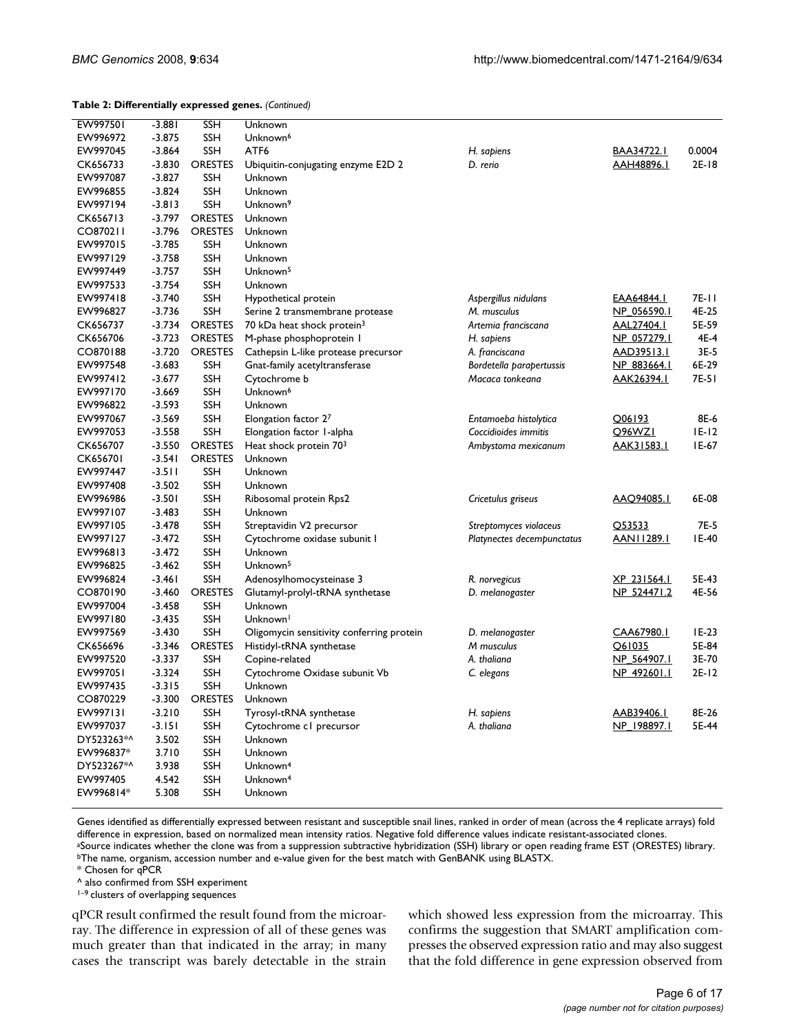**Table 2: Differentially expressed genes.** *(Continued)*

| | | | | | | |
|---|---|---|---|---|---|---|
| EW997501 | -3.881 | SSH | Unknown | | | |
| EW996972 | -3.875 | SSH | Unknown[6] | | | |
| EW997045 | -3.864 | SSH | ATF6 | *H. sapiens* | BAA34722.1 | 0.0004 |
| CK656733 | -3.830 | ORESTES | Ubiquitin-conjugating enzyme E2D 2 | *D. rerio* | AAH48896.1 | 2E-18 |
| EW997087 | -3.827 | SSH | Unknown | | | |
| EW996855 | -3.824 | SSH | Unknown | | | |
| EW997194 | -3.813 | SSH | Unknown[9] | | | |
| CK656713 | -3.797 | ORESTES | Unknown | | | |
| CO870211 | -3.796 | ORESTES | Unknown | | | |
| EW997015 | -3.785 | SSH | Unknown | | | |
| EW997129 | -3.758 | SSH | Unknown | | | |
| EW997449 | -3.757 | SSH | Unknown[5] | | | |
| EW997533 | -3.754 | SSH | Unknown | | | |
| EW997418 | -3.740 | SSH | Hypothetical protein | *Aspergillus nidulans* | EAA64844.1 | 7E-11 |
| EW996827 | -3.736 | SSH | Serine 2 transmembrane protease | *M. musculus* | NP_056590.1 | 4E-25 |
| CK656737 | -3.734 | ORESTES | 70 kDa heat shock protein[3] | *Artemia franciscana* | AAL27404.1 | 5E-59 |
| CK656706 | -3.723 | ORESTES | M-phase phosphoprotein 1 | *H. sapiens* | NP_057279.1 | 4E-4 |
| CO870188 | -3.720 | ORESTES | Cathepsin L-like protease precursor | *A. franciscana* | AAD39513.1 | 3E-5 |
| EW997548 | -3.683 | SSH | Gnat-family acetyltransferase | *Bordetella parapertussis* | NP_883664.1 | 6E-29 |
| EW997412 | -3.677 | SSH | Cytochrome b | *Macaca tonkeana* | AAK26394.1 | 7E-51 |
| EW997170 | -3.669 | SSH | Unknown[6] | | | |
| EW996822 | -3.593 | SSH | Unknown | | | |
| EW997067 | -3.569 | SSH | Elongation factor 2[7] | *Entamoeba histolytica* | Q06193 | 8E-6 |
| EW997053 | -3.558 | SSH | Elongation factor 1-alpha | *Coccidioides immitis* | Q96WZ1 | 1E-12 |
| CK656707 | -3.550 | ORESTES | Heat shock protein 70[3] | *Ambystoma mexicanum* | AAK31583.1 | 1E-67 |
| CK656701 | -3.541 | ORESTES | Unknown | | | |
| EW997447 | -3.511 | SSH | Unknown | | | |
| EW997408 | -3.502 | SSH | Unknown | | | |
| EW996986 | -3.501 | SSH | Ribosomal protein Rps2 | *Cricetulus griseus* | AAQ94085.1 | 6E-08 |
| EW997107 | -3.483 | SSH | Unknown | | | |
| EW997105 | -3.478 | SSH | Streptavidin V2 precursor | *Streptomyces violaceus* | Q53533 | 7E-5 |
| EW997127 | -3.472 | SSH | Cytochrome oxidase subunit I | *Platynectes decempunctatus* | AAN11289.1 | 1E-40 |
| EW996813 | -3.472 | SSH | Unknown | | | |
| EW996825 | -3.462 | SSH | Unknown[5] | | | |
| EW996824 | -3.461 | SSH | Adenosylhomocysteinase 3 | *R. norvegicus* | XP_231564.1 | 5E-43 |
| CO870190 | -3.460 | ORESTES | Glutamyl-prolyl-tRNA synthetase | *D. melanogaster* | NP_524471.2 | 4E-56 |
| EW997004 | -3.458 | SSH | Unknown | | | |
| EW997180 | -3.435 | SSH | Unknown[1] | | | |
| EW997569 | -3.430 | SSH | Oligomycin sensitivity conferring protein | *D. melanogaster* | CAA67980.1 | 1E-23 |
| CK656696 | -3.346 | ORESTES | Histidyl-tRNA synthetase | *M musculus* | Q61035 | 5E-84 |
| EW997520 | -3.337 | SSH | Copine-related | *A. thaliana* | NP_564907.1 | 3E-70 |
| EW997051 | -3.324 | SSH | Cytochrome Oxidase subunit Vb | *C. elegans* | NP_492601.1 | 2E-12 |
| EW997435 | -3.315 | SSH | Unknown | | | |
| CO870229 | -3.300 | ORESTES | Unknown | | | |
| EW997131 | -3.210 | SSH | Tyrosyl-tRNA synthetase | *H. sapiens* | AAB39406.1 | 8E-26 |
| EW997037 | -3.151 | SSH | Cytochrome c1 precursor | *A. thaliana* | NP_198897.1 | 5E-44 |
| DY523263*^ | 3.502 | SSH | Unknown | | | |
| EW996837* | 3.710 | SSH | Unknown | | | |
| DY523267*^ | 3.938 | SSH | Unknown[4] | | | |
| EW997405 | 4.542 | SSH | Unknown[4] | | | |
| EW996814* | 5.308 | SSH | Unknown | | | |

Genes identified as differentially expressed between resistant and susceptible snail lines, ranked in order of mean (across the 4 replicate arrays) fold difference in expression, based on normalized mean intensity ratios. Negative fold difference values indicate resistant-associated clones.
[a]Source indicates whether the clone was from a suppression subtractive hybridization (SSH) library or open reading frame EST (ORESTES) library.
[b]The name, organism, accession number and e-value given for the best match with GenBANK using BLASTX.
\* Chosen for qPCR
^ also confirmed from SSH experiment
[1–9] clusters of overlapping sequences

qPCR result confirmed the result found from the microarray. The difference in expression of all of these genes was much greater than that indicated in the array; in many cases the transcript was barely detectable in the strain which showed less expression from the microarray. This confirms the suggestion that SMART amplification compresses the observed expression ratio and may also suggest that the fold difference in gene expression observed from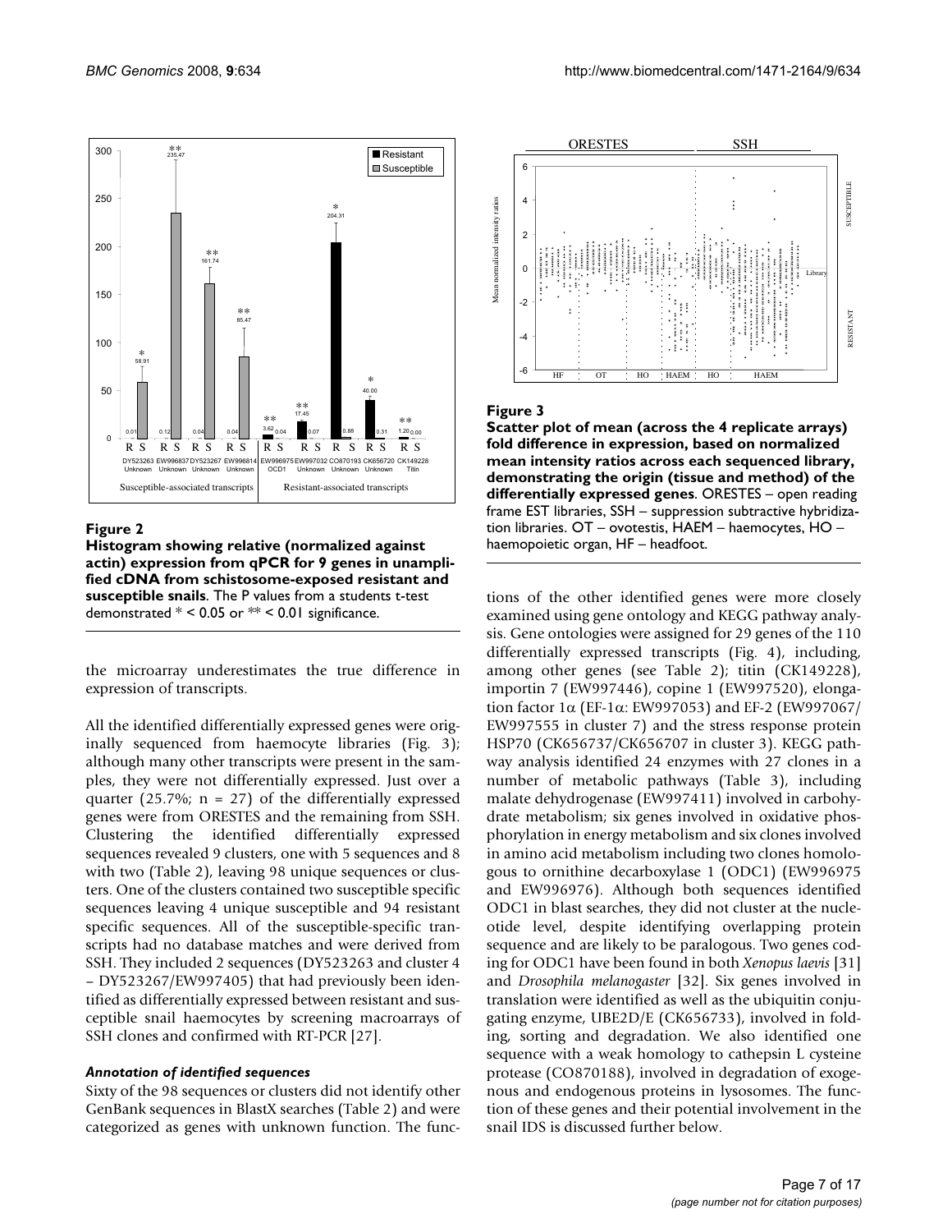**Figure 2**

**Histogram showing relative (normalized against actin) expression from qPCR for 9 genes in unamplified cDNA from schistosome-exposed resistant and susceptible snails**. The P values from a students t-test demonstrated * < 0.05 or ** < 0.01 significance.

**Figure 3**

**Scatter plot of mean (across the 4 replicate arrays) fold difference in expression, based on normalized mean intensity ratios across each sequenced library, demonstrating the origin (tissue and method) of the differentially expressed genes**. ORESTES – open reading frame EST libraries, SSH – suppression subtractive hybridization libraries. OT – ovotestis, HAEM – haemocytes, HO – haemopoietic organ, HF – headfoot.

the microarray underestimates the true difference in expression of transcripts.

All the identified differentially expressed genes were originally sequenced from haemocyte libraries (Fig. 3); although many other transcripts were present in the samples, they were not differentially expressed. Just over a quarter (25.7%; n = 27) of the differentially expressed genes were from ORESTES and the remaining from SSH. Clustering the identified differentially expressed sequences revealed 9 clusters, one with 5 sequences and 8 with two (Table 2), leaving 98 unique sequences or clusters. One of the clusters contained two susceptible specific sequences leaving 4 unique susceptible and 94 resistant specific sequences. All of the susceptible-specific transcripts had no database matches and were derived from SSH. They included 2 sequences (DY523263 and cluster 4 – DY523267/EW997405) that had previously been identified as differentially expressed between resistant and susceptible snail haemocytes by screening macroarrays of SSH clones and confirmed with RT-PCR [27].

### *Annotation of identified sequences*

Sixty of the 98 sequences or clusters did not identify other GenBank sequences in BlastX searches (Table 2) and were categorized as genes with unknown function. The functions of the other identified genes were more closely examined using gene ontology and KEGG pathway analysis. Gene ontologies were assigned for 29 genes of the 110 differentially expressed transcripts (Fig. 4), including, among other genes (see Table 2); titin (CK149228), importin 7 (EW997446), copine 1 (EW997520), elongation factor 1α (EF-1α: EW997053) and EF-2 (EW997067/EW997555 in cluster 7) and the stress response protein HSP70 (CK656737/CK656707 in cluster 3). KEGG pathway analysis identified 24 enzymes with 27 clones in a number of metabolic pathways (Table 3), including malate dehydrogenase (EW997411) involved in carbohydrate metabolism; six genes involved in oxidative phosphorylation in energy metabolism and six clones involved in amino acid metabolism including two clones homologous to ornithine decarboxylase 1 (ODC1) (EW996975 and EW996976). Although both sequences identified ODC1 in blast searches, they did not cluster at the nucleotide level, despite identifying overlapping protein sequence and are likely to be paralogous. Two genes coding for ODC1 have been found in both *Xenopus laevis* [31] and *Drosophila melanogaster* [32]. Six genes involved in translation were identified as well as the ubiquitin conjugating enzyme, UBE2D/E (CK656733), involved in folding, sorting and degradation. We also identified one sequence with a weak homology to cathepsin L cysteine protease (CO870188), involved in degradation of exogenous and endogenous proteins in lysosomes. The function of these genes and their potential involvement in the snail IDS is discussed further below.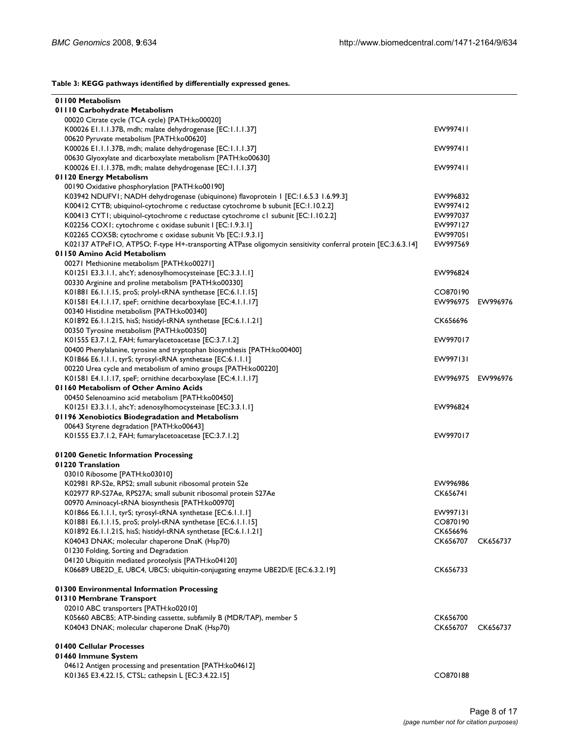**Table 3: KEGG pathways identified by differentially expressed genes.**

| | | |
|---|---|---|
| **01100 Metabolism** | | |
| **01110 Carbohydrate Metabolism** | | |
| 00020 Citrate cycle (TCA cycle) [PATH:ko00020] | | |
| K00026 E1.1.1.37B, mdh; malate dehydrogenase [EC:1.1.1.37] | EW997411 | |
| 00620 Pyruvate metabolism [PATH:ko00620] | | |
| K00026 E1.1.1.37B, mdh; malate dehydrogenase [EC:1.1.1.37] | EW997411 | |
| 00630 Glyoxylate and dicarboxylate metabolism [PATH:ko00630] | | |
| K00026 E1.1.1.37B, mdh; malate dehydrogenase [EC:1.1.1.37] | EW997411 | |
| **01120 Energy Metabolism** | | |
| 00190 Oxidative phosphorylation [PATH:ko00190] | | |
| K03942 NDUFV1; NADH dehydrogenase (ubiquinone) flavoprotein 1 [EC:1.6.5.3 1.6.99.3] | EW996832 | |
| K00412 CYTB; ubiquinol-cytochrome c reductase cytochrome b subunit [EC:1.10.2.2] | EW997412 | |
| K00413 CYT1; ubiquinol-cytochrome c reductase cytochrome c1 subunit [EC:1.10.2.2] | EW997037 | |
| K02256 COX1; cytochrome c oxidase subunit I [EC:1.9.3.1] | EW997127 | |
| K02265 COX5B; cytochrome c oxidase subunit Vb [EC:1.9.3.1] | EW997051 | |
| K02137 ATPeF1O, ATP5O; F-type H+-transporting ATPase oligomycin sensitivity conferral protein [EC:3.6.3.14] | EW997569 | |
| **01150 Amino Acid Metabolism** | | |
| 00271 Methionine metabolism [PATH:ko00271] | | |
| K01251 E3.3.1.1, ahcY; adenosylhomocysteinase [EC:3.3.1.1] | EW996824 | |
| 00330 Arginine and proline metabolism [PATH:ko00330] | | |
| K01881 E6.1.1.15, proS; prolyl-tRNA synthetase [EC:6.1.1.15] | CO870190 | |
| K01581 E4.1.1.17, speF; ornithine decarboxylase [EC:4.1.1.17] | EW996975 | EW996976 |
| 00340 Histidine metabolism [PATH:ko00340] | | |
| K01892 E6.1.1.21S, hisS; histidyl-tRNA synthetase [EC:6.1.1.21] | CK656696 | |
| 00350 Tyrosine metabolism [PATH:ko00350] | | |
| K01555 E3.7.1.2, FAH; fumarylacetoacetase [EC:3.7.1.2] | EW997017 | |
| 00400 Phenylalanine, tyrosine and tryptophan biosynthesis [PATH:ko00400] | | |
| K01866 E6.1.1.1, tyrS; tyrosyl-tRNA synthetase [EC:6.1.1.1] | EW997131 | |
| 00220 Urea cycle and metabolism of amino groups [PATH:ko00220] | | |
| K01581 E4.1.1.17, speF; ornithine decarboxylase [EC:4.1.1.17] | EW996975 | EW996976 |
| **01160 Metabolism of Other Amino Acids** | | |
| 00450 Selenoamino acid metabolism [PATH:ko00450] | | |
| K01251 E3.3.1.1, ahcY; adenosylhomocysteinase [EC:3.3.1.1] | EW996824 | |
| **01196 Xenobiotics Biodegradation and Metabolism** | | |
| 00643 Styrene degradation [PATH:ko00643] | | |
| K01555 E3.7.1.2, FAH; fumarylacetoacetase [EC:3.7.1.2] | EW997017 | |
| **01200 Genetic Information Processing** | | |
| **01220 Translation** | | |
| 03010 Ribosome [PATH:ko03010] | | |
| K02981 RP-S2e, RPS2; small subunit ribosomal protein S2e | EW996986 | |
| K02977 RP-S27Ae, RPS27A; small subunit ribosomal protein S27Ae | CK656741 | |
| 00970 Aminoacyl-tRNA biosynthesis [PATH:ko00970] | | |
| K01866 E6.1.1.1, tyrS; tyrosyl-tRNA synthetase [EC:6.1.1.1] | EW997131 | |
| K01881 E6.1.1.15, proS; prolyl-tRNA synthetase [EC:6.1.1.15] | CO870190 | |
| K01892 E6.1.1.21S, hisS; histidyl-tRNA synthetase [EC:6.1.1.21] | CK656696 | |
| K04043 DNAK; molecular chaperone DnaK (Hsp70) | CK656707 | CK656737 |
| 01230 Folding, Sorting and Degradation | | |
| 04120 Ubiquitin mediated proteolysis [PATH:ko04120] | | |
| K06689 UBE2D_E, UBC4, UBC5; ubiquitin-conjugating enzyme UBE2D/E [EC:6.3.2.19] | CK656733 | |
| **01300 Environmental Information Processing** | | |
| **01310 Membrane Transport** | | |
| 02010 ABC transporters [PATH:ko02010] | | |
| K05660 ABCB5; ATP-binding cassette, subfamily B (MDR/TAP), member 5 | CK656700 | |
| K04043 DNAK; molecular chaperone DnaK (Hsp70) | CK656707 | CK656737 |
| **01400 Cellular Processes** | | |
| **01460 Immune System** | | |
| 04612 Antigen processing and presentation [PATH:ko04612] | | |
| K01365 E3.4.22.15, CTSL; cathepsin L [EC:3.4.22.15] | CO870188 | |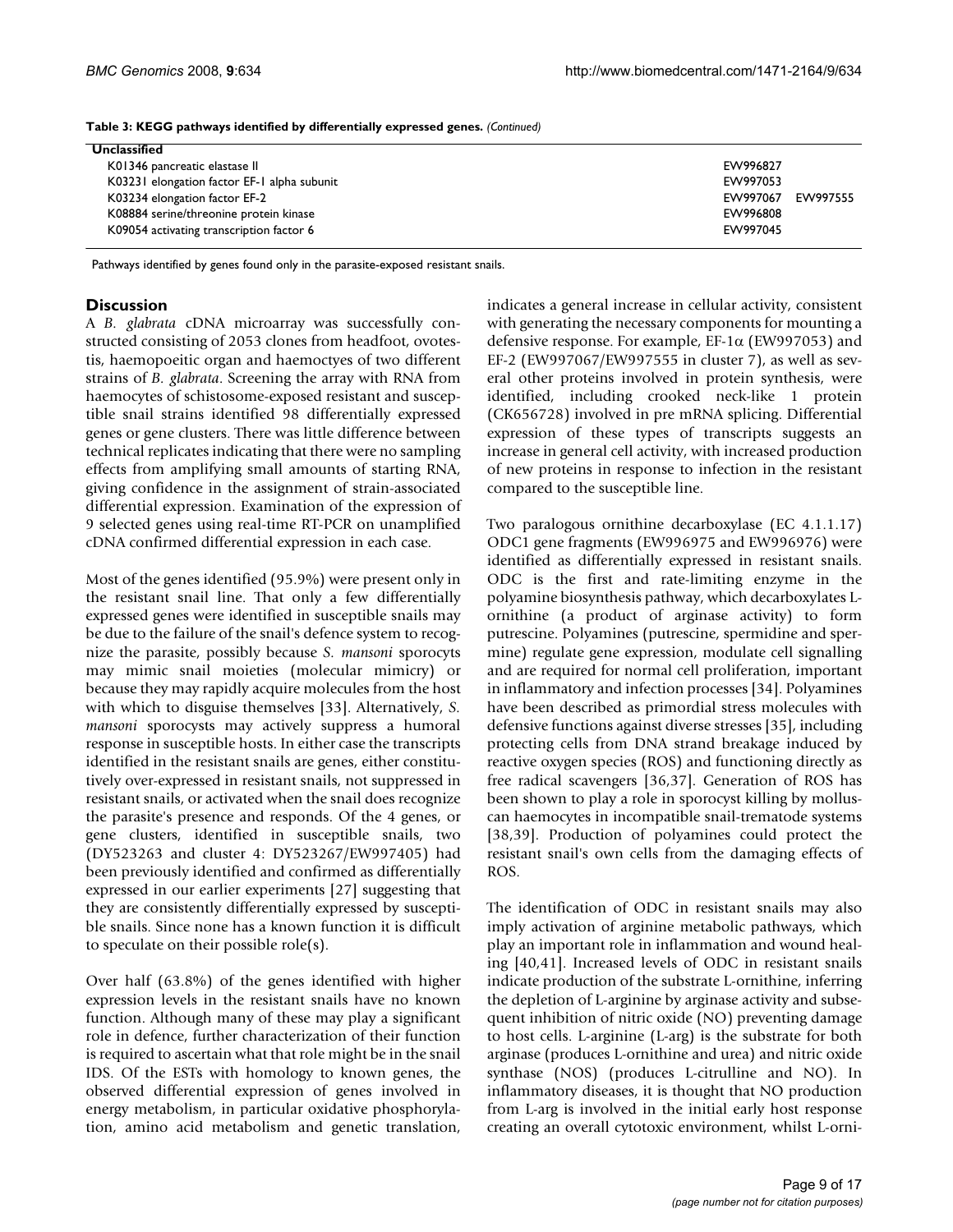**Table 3: KEGG pathways identified by differentially expressed genes.** *(Continued)*

| | |
|---|---|
| **Unclassified** | |
| K01346 pancreatic elastase II | EW996827 |
| K03231 elongation factor EF-1 alpha subunit | EW997053 |
| K03234 elongation factor EF-2 | EW997067 EW997555 |
| K08884 serine/threonine protein kinase | EW996808 |
| K09054 activating transcription factor 6 | EW997045 |

Pathways identified by genes found only in the parasite-exposed resistant snails.

## Discussion

A *B. glabrata* cDNA microarray was successfully constructed consisting of 2053 clones from headfoot, ovotestis, haemopoeitic organ and haemoctyes of two different strains of *B. glabrata*. Screening the array with RNA from haemocytes of schistosome-exposed resistant and susceptible snail strains identified 98 differentially expressed genes or gene clusters. There was little difference between technical replicates indicating that there were no sampling effects from amplifying small amounts of starting RNA, giving confidence in the assignment of strain-associated differential expression. Examination of the expression of 9 selected genes using real-time RT-PCR on unamplified cDNA confirmed differential expression in each case.

Most of the genes identified (95.9%) were present only in the resistant snail line. That only a few differentially expressed genes were identified in susceptible snails may be due to the failure of the snail's defence system to recognize the parasite, possibly because *S. mansoni* sporocyts may mimic snail moieties (molecular mimicry) or because they may rapidly acquire molecules from the host with which to disguise themselves [33]. Alternatively, *S. mansoni* sporocysts may actively suppress a humoral response in susceptible hosts. In either case the transcripts identified in the resistant snails are genes, either constitutively over-expressed in resistant snails, not suppressed in resistant snails, or activated when the snail does recognize the parasite's presence and responds. Of the 4 genes, or gene clusters, identified in susceptible snails, two (DY523263 and cluster 4: DY523267/EW997405) had been previously identified and confirmed as differentially expressed in our earlier experiments [27] suggesting that they are consistently differentially expressed by susceptible snails. Since none has a known function it is difficult to speculate on their possible role(s).

Over half (63.8%) of the genes identified with higher expression levels in the resistant snails have no known function. Although many of these may play a significant role in defence, further characterization of their function is required to ascertain what that role might be in the snail IDS. Of the ESTs with homology to known genes, the observed differential expression of genes involved in energy metabolism, in particular oxidative phosphorylation, amino acid metabolism and genetic translation, indicates a general increase in cellular activity, consistent with generating the necessary components for mounting a defensive response. For example, EF-1α (EW997053) and EF-2 (EW997067/EW997555 in cluster 7), as well as several other proteins involved in protein synthesis, were identified, including crooked neck-like 1 protein (CK656728) involved in pre mRNA splicing. Differential expression of these types of transcripts suggests an increase in general cell activity, with increased production of new proteins in response to infection in the resistant compared to the susceptible line.

Two paralogous ornithine decarboxylase (EC 4.1.1.17) ODC1 gene fragments (EW996975 and EW996976) were identified as differentially expressed in resistant snails. ODC is the first and rate-limiting enzyme in the polyamine biosynthesis pathway, which decarboxylates L-ornithine (a product of arginase activity) to form putrescine. Polyamines (putrescine, spermidine and spermine) regulate gene expression, modulate cell signalling and are required for normal cell proliferation, important in inflammatory and infection processes [34]. Polyamines have been described as primordial stress molecules with defensive functions against diverse stresses [35], including protecting cells from DNA strand breakage induced by reactive oxygen species (ROS) and functioning directly as free radical scavengers [36,37]. Generation of ROS has been shown to play a role in sporocyst killing by molluscan haemocytes in incompatible snail-trematode systems [38,39]. Production of polyamines could protect the resistant snail's own cells from the damaging effects of ROS.

The identification of ODC in resistant snails may also imply activation of arginine metabolic pathways, which play an important role in inflammation and wound healing [40,41]. Increased levels of ODC in resistant snails indicate production of the substrate L-ornithine, inferring the depletion of L-arginine by arginase activity and subsequent inhibition of nitric oxide (NO) preventing damage to host cells. L-arginine (L-arg) is the substrate for both arginase (produces L-ornithine and urea) and nitric oxide synthase (NOS) (produces L-citrulline and NO). In inflammatory diseases, it is thought that NO production from L-arg is involved in the initial early host response creating an overall cytotoxic environment, whilst L-orni-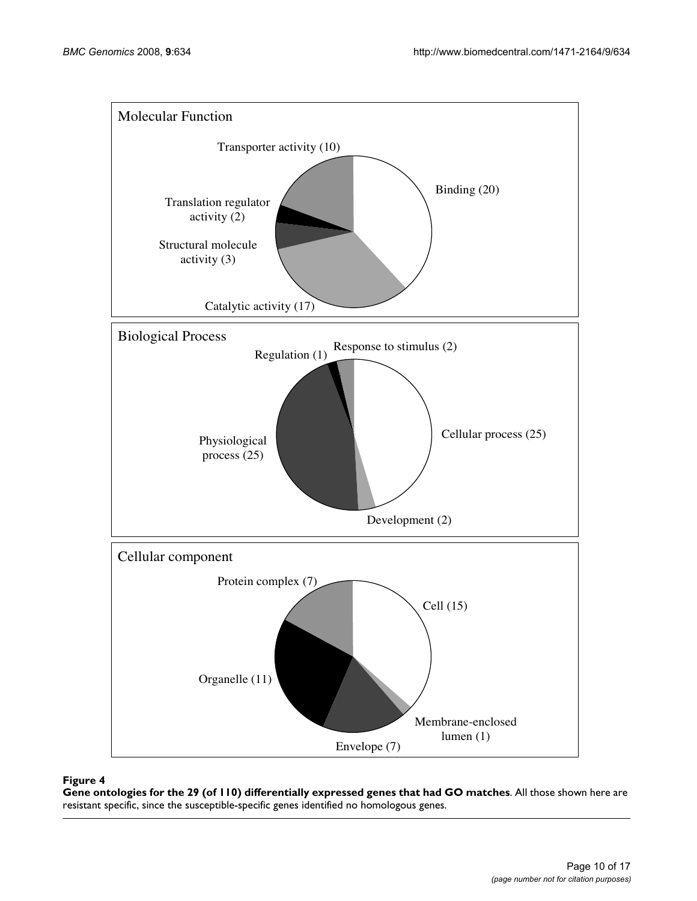Molecular Function

Transporter activity (10)

Binding (20)

Translation regulator activity (2)

Structural molecule activity (3)

Catalytic activity (17)

Biological Process

Regulation (1)

Response to stimulus (2)

Cellular process (25)

Physiological process (25)

Development (2)

Cellular component

Protein complex (7)

Cell (15)

Organelle (11)

Membrane-enclosed lumen (1)

Envelope (7)

**Figure 4**

**Gene ontologies for the 29 (of 110) differentially expressed genes that had GO matches**. All those shown here are resistant specific, since the susceptible-specific genes identified no homologous genes.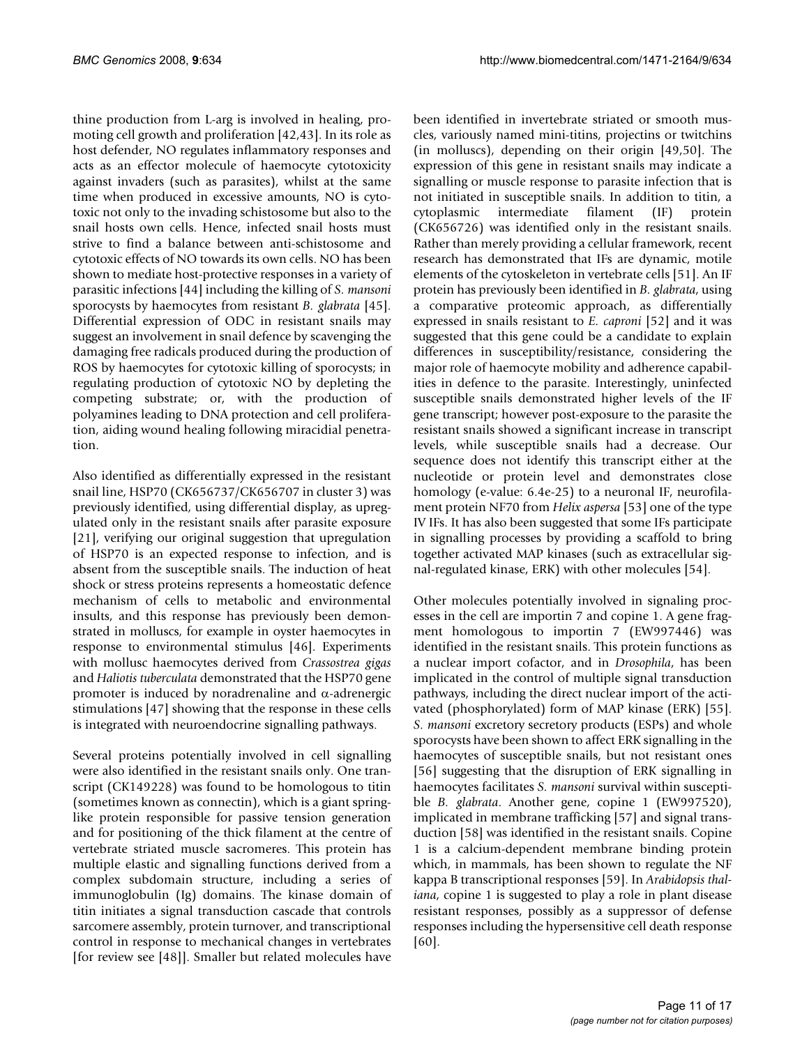thine production from L-arg is involved in healing, promoting cell growth and proliferation [42,43]. In its role as host defender, NO regulates inflammatory responses and acts as an effector molecule of haemocyte cytotoxicity against invaders (such as parasites), whilst at the same time when produced in excessive amounts, NO is cytotoxic not only to the invading schistosome but also to the snail hosts own cells. Hence, infected snail hosts must strive to find a balance between anti-schistosome and cytotoxic effects of NO towards its own cells. NO has been shown to mediate host-protective responses in a variety of parasitic infections [44] including the killing of *S. mansoni* sporocysts by haemocytes from resistant *B. glabrata* [45]. Differential expression of ODC in resistant snails may suggest an involvement in snail defence by scavenging the damaging free radicals produced during the production of ROS by haemocytes for cytotoxic killing of sporocysts; in regulating production of cytotoxic NO by depleting the competing substrate; or, with the production of polyamines leading to DNA protection and cell proliferation, aiding wound healing following miracidial penetration.

Also identified as differentially expressed in the resistant snail line, HSP70 (CK656737/CK656707 in cluster 3) was previously identified, using differential display, as upregulated only in the resistant snails after parasite exposure [21], verifying our original suggestion that upregulation of HSP70 is an expected response to infection, and is absent from the susceptible snails. The induction of heat shock or stress proteins represents a homeostatic defence mechanism of cells to metabolic and environmental insults, and this response has previously been demonstrated in molluscs, for example in oyster haemocytes in response to environmental stimulus [46]. Experiments with mollusc haemocytes derived from *Crassostrea gigas* and *Haliotis tuberculata* demonstrated that the HSP70 gene promoter is induced by noradrenaline and α-adrenergic stimulations [47] showing that the response in these cells is integrated with neuroendocrine signalling pathways.

Several proteins potentially involved in cell signalling were also identified in the resistant snails only. One transcript (CK149228) was found to be homologous to titin (sometimes known as connectin), which is a giant spring-like protein responsible for passive tension generation and for positioning of the thick filament at the centre of vertebrate striated muscle sacromeres. This protein has multiple elastic and signalling functions derived from a complex subdomain structure, including a series of immunoglobulin (Ig) domains. The kinase domain of titin initiates a signal transduction cascade that controls sarcomere assembly, protein turnover, and transcriptional control in response to mechanical changes in vertebrates [for review see [48]]. Smaller but related molecules have been identified in invertebrate striated or smooth muscles, variously named mini-titins, projectins or twitchins (in molluscs), depending on their origin [49,50]. The expression of this gene in resistant snails may indicate a signalling or muscle response to parasite infection that is not initiated in susceptible snails. In addition to titin, a cytoplasmic intermediate filament (IF) protein (CK656726) was identified only in the resistant snails. Rather than merely providing a cellular framework, recent research has demonstrated that IFs are dynamic, motile elements of the cytoskeleton in vertebrate cells [51]. An IF protein has previously been identified in *B. glabrata*, using a comparative proteomic approach, as differentially expressed in snails resistant to *E. caproni* [52] and it was suggested that this gene could be a candidate to explain differences in susceptibility/resistance, considering the major role of haemocyte mobility and adherence capabilities in defence to the parasite. Interestingly, uninfected susceptible snails demonstrated higher levels of the IF gene transcript; however post-exposure to the parasite the resistant snails showed a significant increase in transcript levels, while susceptible snails had a decrease. Our sequence does not identify this transcript either at the nucleotide or protein level and demonstrates close homology (e-value: 6.4e-25) to a neuronal IF, neurofilament protein NF70 from *Helix aspersa* [53] one of the type IV IFs. It has also been suggested that some IFs participate in signalling processes by providing a scaffold to bring together activated MAP kinases (such as extracellular signal-regulated kinase, ERK) with other molecules [54].

Other molecules potentially involved in signaling processes in the cell are importin 7 and copine 1. A gene fragment homologous to importin 7 (EW997446) was identified in the resistant snails. This protein functions as a nuclear import cofactor, and in *Drosophila*, has been implicated in the control of multiple signal transduction pathways, including the direct nuclear import of the activated (phosphorylated) form of MAP kinase (ERK) [55]. *S. mansoni* excretory secretory products (ESPs) and whole sporocysts have been shown to affect ERK signalling in the haemocytes of susceptible snails, but not resistant ones [56] suggesting that the disruption of ERK signalling in haemocytes facilitates *S. mansoni* survival within susceptible *B. glabrata*. Another gene, copine 1 (EW997520), implicated in membrane trafficking [57] and signal transduction [58] was identified in the resistant snails. Copine 1 is a calcium-dependent membrane binding protein which, in mammals, has been shown to regulate the NF kappa B transcriptional responses [59]. In *Arabidopsis thaliana*, copine 1 is suggested to play a role in plant disease resistant responses, possibly as a suppressor of defense responses including the hypersensitive cell death response [60].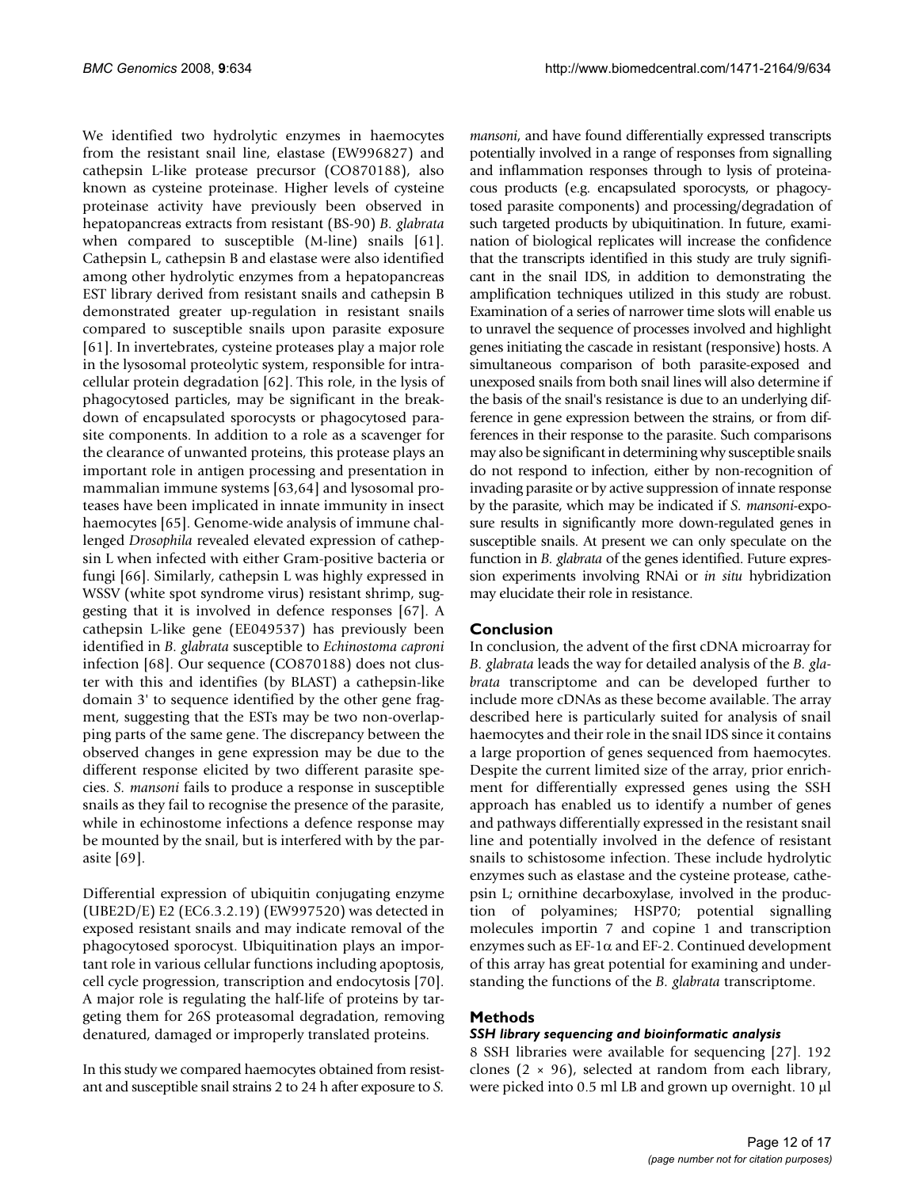We identified two hydrolytic enzymes in haemocytes from the resistant snail line, elastase (EW996827) and cathepsin L-like protease precursor (CO870188), also known as cysteine proteinase. Higher levels of cysteine proteinase activity have previously been observed in hepatopancreas extracts from resistant (BS-90) *B. glabrata* when compared to susceptible (M-line) snails [61]. Cathepsin L, cathepsin B and elastase were also identified among other hydrolytic enzymes from a hepatopancreas EST library derived from resistant snails and cathepsin B demonstrated greater up-regulation in resistant snails compared to susceptible snails upon parasite exposure [61]. In invertebrates, cysteine proteases play a major role in the lysosomal proteolytic system, responsible for intracellular protein degradation [62]. This role, in the lysis of phagocytosed particles, may be significant in the breakdown of encapsulated sporocysts or phagocytosed parasite components. In addition to a role as a scavenger for the clearance of unwanted proteins, this protease plays an important role in antigen processing and presentation in mammalian immune systems [63,64] and lysosomal proteases have been implicated in innate immunity in insect haemocytes [65]. Genome-wide analysis of immune challenged *Drosophila* revealed elevated expression of cathepsin L when infected with either Gram-positive bacteria or fungi [66]. Similarly, cathepsin L was highly expressed in WSSV (white spot syndrome virus) resistant shrimp, suggesting that it is involved in defence responses [67]. A cathepsin L-like gene (EE049537) has previously been identified in *B. glabrata* susceptible to *Echinostoma caproni* infection [68]. Our sequence (CO870188) does not cluster with this and identifies (by BLAST) a cathepsin-like domain 3' to sequence identified by the other gene fragment, suggesting that the ESTs may be two non-overlapping parts of the same gene. The discrepancy between the observed changes in gene expression may be due to the different response elicited by two different parasite species. *S. mansoni* fails to produce a response in susceptible snails as they fail to recognise the presence of the parasite, while in echinostome infections a defence response may be mounted by the snail, but is interfered with by the parasite [69].

Differential expression of ubiquitin conjugating enzyme (UBE2D/E) E2 (EC6.3.2.19) (EW997520) was detected in exposed resistant snails and may indicate removal of the phagocytosed sporocyst. Ubiquitination plays an important role in various cellular functions including apoptosis, cell cycle progression, transcription and endocytosis [70]. A major role is regulating the half-life of proteins by targeting them for 26S proteasomal degradation, removing denatured, damaged or improperly translated proteins.

In this study we compared haemocytes obtained from resistant and susceptible snail strains 2 to 24 h after exposure to *S. mansoni*, and have found differentially expressed transcripts potentially involved in a range of responses from signalling and inflammation responses through to lysis of proteinaceous products (e.g. encapsulated sporocysts, or phagocytosed parasite components) and processing/degradation of such targeted products by ubiquitination. In future, examination of biological replicates will increase the confidence that the transcripts identified in this study are truly significant in the snail IDS, in addition to demonstrating the amplification techniques utilized in this study are robust. Examination of a series of narrower time slots will enable us to unravel the sequence of processes involved and highlight genes initiating the cascade in resistant (responsive) hosts. A simultaneous comparison of both parasite-exposed and unexposed snails from both snail lines will also determine if the basis of the snail's resistance is due to an underlying difference in gene expression between the strains, or from differences in their response to the parasite. Such comparisons may also be significant in determining why susceptible snails do not respond to infection, either by non-recognition of invading parasite or by active suppression of innate response by the parasite, which may be indicated if *S. mansoni*-exposure results in significantly more down-regulated genes in susceptible snails. At present we can only speculate on the function in *B. glabrata* of the genes identified. Future expression experiments involving RNAi or *in situ* hybridization may elucidate their role in resistance.

## Conclusion

In conclusion, the advent of the first cDNA microarray for *B. glabrata* leads the way for detailed analysis of the *B. glabrata* transcriptome and can be developed further to include more cDNAs as these become available. The array described here is particularly suited for analysis of snail haemocytes and their role in the snail IDS since it contains a large proportion of genes sequenced from haemocytes. Despite the current limited size of the array, prior enrichment for differentially expressed genes using the SSH approach has enabled us to identify a number of genes and pathways differentially expressed in the resistant snail line and potentially involved in the defence of resistant snails to schistosome infection. These include hydrolytic enzymes such as elastase and the cysteine protease, cathepsin L; ornithine decarboxylase, involved in the production of polyamines; HSP70; potential signalling molecules importin 7 and copine 1 and transcription enzymes such as EF-1$\alpha$ and EF-2. Continued development of this array has great potential for examining and understanding the functions of the *B. glabrata* transcriptome.

## Methods

### *SSH library sequencing and bioinformatic analysis*

8 SSH libraries were available for sequencing [27]. 192 clones (2 × 96), selected at random from each library, were picked into 0.5 ml LB and grown up overnight. 10 µl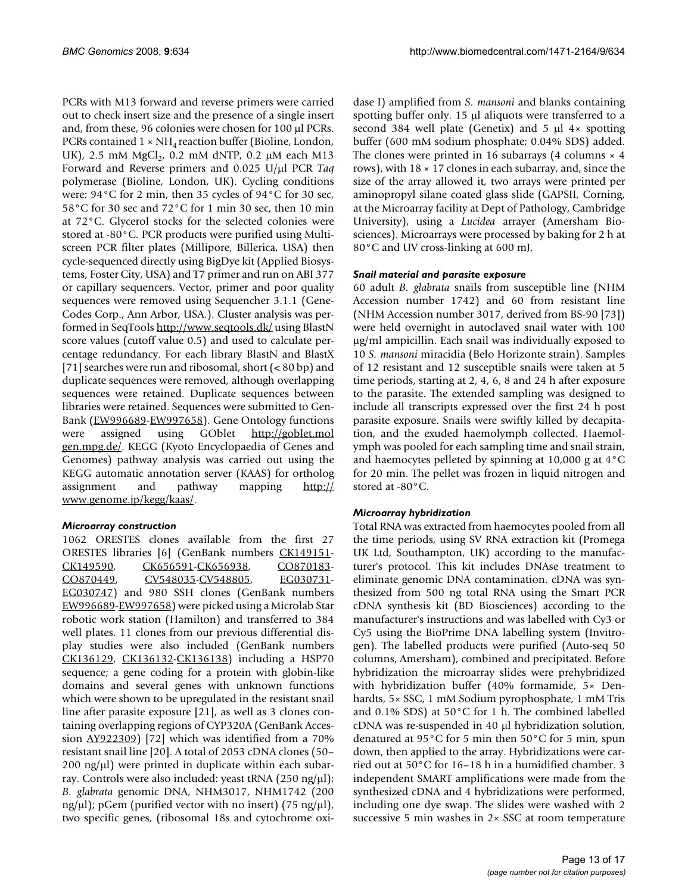PCRs with M13 forward and reverse primers were carried out to check insert size and the presence of a single insert and, from these, 96 colonies were chosen for 100 μl PCRs. PCRs contained 1 × $NH_4$ reaction buffer (Bioline, London, UK), 2.5 mM $MgCl_2$, 0.2 mM dNTP, 0.2 μM each M13 Forward and Reverse primers and 0.025 U/μl PCR *Taq* polymerase (Bioline, London, UK). Cycling conditions were: 94°C for 2 min, then 35 cycles of 94°C for 30 sec, 58°C for 30 sec and 72°C for 1 min 30 sec, then 10 min at 72°C. Glycerol stocks for the selected colonies were stored at -80°C. PCR products were purified using Multiscreen PCR filter plates (Millipore, Billerica, USA) then cycle-sequenced directly using BigDye kit (Applied Biosystems, Foster City, USA) and T7 primer and run on ABI 377 or capillary sequencers. Vector, primer and poor quality sequences were removed using Sequencher 3.1.1 (GeneCodes Corp., Ann Arbor, USA.). Cluster analysis was performed in SeqTools http://www.seqtools.dk/ using BlastN score values (cutoff value 0.5) and used to calculate percentage redundancy. For each library BlastN and BlastX [71] searches were run and ribosomal, short (< 80 bp) and duplicate sequences were removed, although overlapping sequences were retained. Duplicate sequences between libraries were retained. Sequences were submitted to GenBank (EW996689-EW997658). Gene Ontology functions were assigned using GOblet http://goblet.molgen.mpg.de/. KEGG (Kyoto Encyclopaedia of Genes and Genomes) pathway analysis was carried out using the KEGG automatic annotation server (KAAS) for ortholog assignment and pathway mapping http://www.genome.jp/kegg/kaas/.

### Microarray construction

1062 ORESTES clones available from the first 27 ORESTES libraries [6] (GenBank numbers CK149151-CK149590, CK656591-CK656938, CO870183-CO870449, CV548035-CV548805, EG030731-EG030747) and 980 SSH clones (GenBank numbers EW996689-EW997658) were picked using a Microlab Star robotic work station (Hamilton) and transferred to 384 well plates. 11 clones from our previous differential display studies were also included (GenBank numbers CK136129, CK136132-CK136138) including a HSP70 sequence; a gene coding for a protein with globin-like domains and several genes with unknown functions which were shown to be upregulated in the resistant snail line after parasite exposure [21], as well as 3 clones containing overlapping regions of CYP320A (GenBank Accession AY922309) [72] which was identified from a 70% resistant snail line [20]. A total of 2053 cDNA clones (50–200 ng/μl) were printed in duplicate within each subarray. Controls were also included: yeast tRNA (250 ng/μl); *B. glabrata* genomic DNA, NHM3017, NHM1742 (200 ng/μl); pGem (purified vector with no insert) (75 ng/μl), two specific genes, (ribosomal 18s and cytochrome oxidase I) amplified from *S. mansoni* and blanks containing spotting buffer only. 15 μl aliquots were transferred to a second 384 well plate (Genetix) and 5 μl 4× spotting buffer (600 mM sodium phosphate; 0.04% SDS) added. The clones were printed in 16 subarrays (4 columns × 4 rows), with 18 × 17 clones in each subarray, and, since the size of the array allowed it, two arrays were printed per aminopropyl silane coated glass slide (GAPSII, Corning, at the Microarray facility at Dept of Pathology, Cambridge University), using a *Lucidea* arrayer (Amersham Biosciences). Microarrays were processed by baking for 2 h at 80°C and UV cross-linking at 600 mJ.

### Snail material and parasite exposure

60 adult *B. glabrata* snails from susceptible line (NHM Accession number 1742) and 60 from resistant line (NHM Accession number 3017, derived from BS-90 [73]) were held overnight in autoclaved snail water with 100 μg/ml ampicillin. Each snail was individually exposed to 10 *S. mansoni* miracidia (Belo Horizonte strain). Samples of 12 resistant and 12 susceptible snails were taken at 5 time periods, starting at 2, 4, 6, 8 and 24 h after exposure to the parasite. The extended sampling was designed to include all transcripts expressed over the first 24 h post parasite exposure. Snails were swiftly killed by decapitation, and the exuded haemolymph collected. Haemolymph was pooled for each sampling time and snail strain, and haemocytes pelleted by spinning at 10,000 g at 4°C for 20 min. The pellet was frozen in liquid nitrogen and stored at -80°C.

### Microarray hybridization

Total RNA was extracted from haemocytes pooled from all the time periods, using SV RNA extraction kit (Promega UK Ltd, Southampton, UK) according to the manufacturer's protocol. This kit includes DNAse treatment to eliminate genomic DNA contamination. cDNA was synthesized from 500 ng total RNA using the Smart PCR cDNA synthesis kit (BD Biosciences) according to the manufacturer's instructions and was labelled with Cy3 or Cy5 using the BioPrime DNA labelling system (Invitrogen). The labelled products were purified (Auto-seq 50 columns, Amersham), combined and precipitated. Before hybridization the microarray slides were prehybridized with hybridization buffer (40% formamide, 5× Denhardts, 5× SSC, 1 mM Sodium pyrophosphate, 1 mM Tris and 0.1% SDS) at 50°C for 1 h. The combined labelled cDNA was re-suspended in 40 μl hybridization solution, denatured at 95°C for 5 min then 50°C for 5 min, spun down, then applied to the array. Hybridizations were carried out at 50°C for 16–18 h in a humidified chamber. 3 independent SMART amplifications were made from the synthesized cDNA and 4 hybridizations were performed, including one dye swap. The slides were washed with 2 successive 5 min washes in 2× SSC at room temperature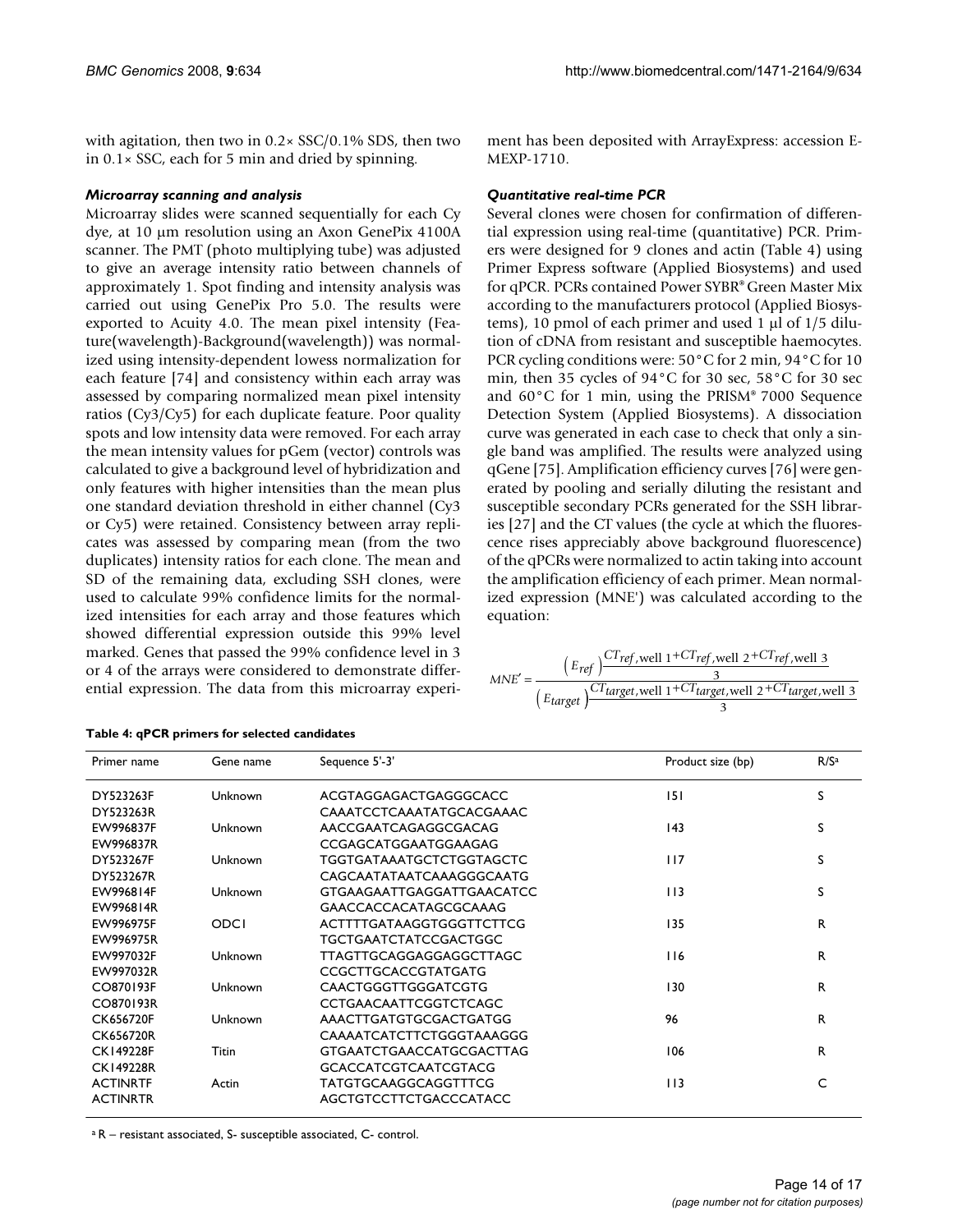with agitation, then two in 0.2× SSC/0.1% SDS, then two in 0.1× SSC, each for 5 min and dried by spinning.

### *Microarray scanning and analysis*

Microarray slides were scanned sequentially for each Cy dye, at 10 μm resolution using an Axon GenePix 4100A scanner. The PMT (photo multiplying tube) was adjusted to give an average intensity ratio between channels of approximately 1. Spot finding and intensity analysis was carried out using GenePix Pro 5.0. The results were exported to Acuity 4.0. The mean pixel intensity (Feature(wavelength)-Background(wavelength)) was normalized using intensity-dependent lowess normalization for each feature [74] and consistency within each array was assessed by comparing normalized mean pixel intensity ratios (Cy3/Cy5) for each duplicate feature. Poor quality spots and low intensity data were removed. For each array the mean intensity values for pGem (vector) controls was calculated to give a background level of hybridization and only features with higher intensities than the mean plus one standard deviation threshold in either channel (Cy3 or Cy5) were retained. Consistency between array replicates was assessed by comparing mean (from the two duplicates) intensity ratios for each clone. The mean and SD of the remaining data, excluding SSH clones, were used to calculate 99% confidence limits for the normalized intensities for each array and those features which showed differential expression outside this 99% level marked. Genes that passed the 99% confidence level in 3 or 4 of the arrays were considered to demonstrate differential expression. The data from this microarray experiment has been deposited with ArrayExpress: accession E-MEXP-1710.

### *Quantitative real-time PCR*

Several clones were chosen for confirmation of differential expression using real-time (quantitative) PCR. Primers were designed for 9 clones and actin (Table 4) using Primer Express software (Applied Biosystems) and used for qPCR. PCRs contained Power SYBR® Green Master Mix according to the manufacturers protocol (Applied Biosystems), 10 pmol of each primer and used 1 μl of 1/5 dilution of cDNA from resistant and susceptible haemocytes. PCR cycling conditions were: 50°C for 2 min, 94°C for 10 min, then 35 cycles of 94°C for 30 sec, 58°C for 30 sec and 60°C for 1 min, using the PRISM® 7000 Sequence Detection System (Applied Biosystems). A dissociation curve was generated in each case to check that only a single band was amplified. The results were analyzed using qGene [75]. Amplification efficiency curves [76] were generated by pooling and serially diluting the resistant and susceptible secondary PCRs generated for the SSH libraries [27] and the CT values (the cycle at which the fluorescence rises appreciably above background fluorescence) of the qPCRs were normalized to actin taking into account the amplification efficiency of each primer. Mean normalized expression (MNE') was calculated according to the equation:

$$MNE' = \frac{\left(E_{ref}\right)^{\frac{CT_{ref,\text{well }1} + CT_{ref,\text{well }2} + CT_{ref,\text{well }3}}{3}}}{\left(E_{target}\right)^{\frac{CT_{target,\text{well }1} + CT_{target,\text{well }2} + CT_{target,\text{well }3}}{3}}}$$

**Table 4: qPCR primers for selected candidates**

| Primer name | Gene name | Sequence 5'-3' | Product size (bp) | R/S[a] |
|---|---|---|---|---|
| DY523263F | Unknown | ACGTAGGAGACTGAGGGCACC | 151 | S |
| DY523263R | | CAAATCCTCAAATATGCACGAAAC | | |
| EW996837F | Unknown | AACCGAATCAGAGGCGACAG | 143 | S |
| EW996837R | | CCGAGCATGGAATGGAAGAG | | |
| DY523267F | Unknown | TGGTGATAAATGCTCTGGTAGCTC | 117 | S |
| DY523267R | | CAGCAATATAATCAAAGGGCAATG | | |
| EW996814F | Unknown | GTGAAGAATTGAGGATTGAACATCC | 113 | S |
| EW996814R | | GAACCACCACATAGCGCAAAG | | |
| EW996975F | ODC1 | ACTTTTGATAAGGTGGGTTCTTCG | 135 | R |
| EW996975R | | TGCTGAATCTATCCGACTGGC | | |
| EW997032F | Unknown | TTAGTTGCAGGAGGAGGCTTAGC | 116 | R |
| EW997032R | | CCGCTTGCACCGTATGATG | | |
| CO870193F | Unknown | CAACTGGGTTGGGATCGTG | 130 | R |
| CO870193R | | CCTGAACAATTCGGTCTCAGC | | |
| CK656720F | Unknown | AAACTTGATGTGCGACTGATGG | 96 | R |
| CK656720R | | CAAAATCATCTTCTGGGTAAAGGG | | |
| CK149228F | Titin | GTGAATCTGAACCATGCGACTTAG | 106 | R |
| CK149228R | | GCACCATCGTCAATCGTACG | | |
| ACTINRTF | Actin | TATGTGCAAGGCAGGTTTCG | 113 | C |
| ACTINRTR | | AGCTGTCCTTCTGACCCATACC | | |

[a] R – resistant associated, S- susceptible associated, C- control.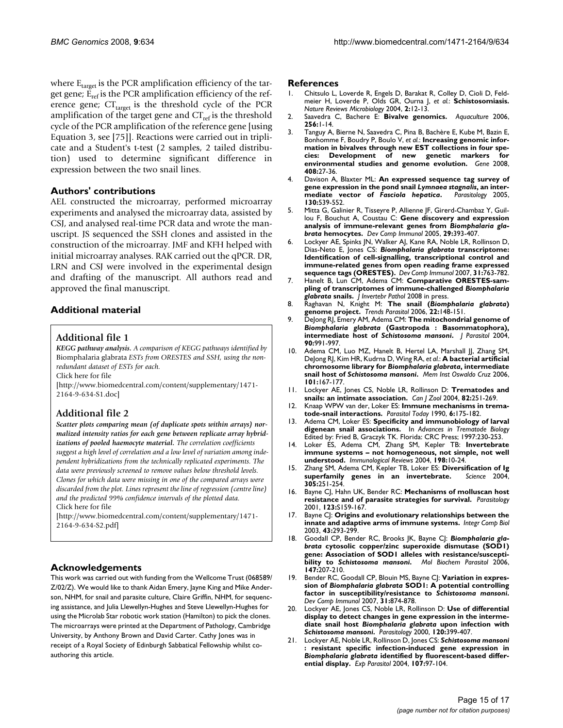where $E_{target}$ is the PCR amplification efficiency of the target gene; $E_{ref}$ is the PCR amplification efficiency of the reference gene; $CT_{target}$ is the threshold cycle of the PCR amplification of the target gene and $CT_{ref}$ is the threshold cycle of the PCR amplification of the reference gene [using Equation 3, see [75]]. Reactions were carried out in triplicate and a Student's t-test (2 samples, 2 tailed distribution) used to determine significant difference in expression between the two snail lines.

## Authors' contributions

AEL constructed the microarray, performed microarray experiments and analysed the microarray data, assisted by CSJ, and analysed real-time PCR data and wrote the manuscript. JS sequenced the SSH clones and assisted in the construction of the microarray. JMF and KFH helped with initial microarray analyses. RAK carried out the qPCR. DR, LRN and CSJ were involved in the experimental design and drafting of the manuscript. All authors read and approved the final manuscript.

## Additional material

### Additional file 1

***KEGG pathway analysis.*** *A comparison of KEGG pathways identified by* Biomphalaria glabrata *ESTs from ORESTES and SSH, using the non-redundant dataset of ESTs for each.*
Click here for file
[http://www.biomedcentral.com/content/supplementary/1471-2164-9-634-S1.doc]

### Additional file 2

***Scatter plots comparing mean (of duplicate spots within arrays) normalized intensity ratios for each gene between replicate array hybridizations of pooled haemocyte material.*** *The correlation coefficients suggest a high level of correlation and a low level of variation among independent hybridizations from the technically replicated experiments. The data were previously screened to remove values below threshold levels. Clones for which data were missing in one of the compared arrays were discarded from the plot. Lines represent the line of regression (centre line) and the predicted 99% confidence intervals of the plotted data.*
Click here for file
[http://www.biomedcentral.com/content/supplementary/1471-2164-9-634-S2.pdf]

## Acknowledgements

This work was carried out with funding from the Wellcome Trust (068589/Z/02/Z). We would like to thank Aidan Emery, Jayne King and Mike Anderson, NHM, for snail and parasite culture, Claire Griffin, NHM, for sequencing assistance, and Julia Llewellyn-Hughes and Steve Llewellyn-Hughes for using the Microlab Star robotic work station (Hamilton) to pick the clones. The microarrays were printed at the Department of Pathology, Cambridge University, by Anthony Brown and David Carter. Cathy Jones was in receipt of a Royal Society of Edinburgh Sabbatical Fellowship whilst co-authoring this article.

## References

1. Chitsulo L, Loverde R, Engels D, Barakat R, Colley D, Cioli D, Feldmeier H, Loverde P, Olds GR, Ourna J, *et al.*: **Schistosomiasis.** *Nature Reviews Microbiology* 2004, **2:**12-13.
2. Saavedra C, Bachere E: **Bivalve genomics.** *Aquaculture* 2006, **256:**1-14.
3. Tanguy A, Bierne N, Saavedra C, Pina B, Bachère E, Kube M, Bazin E, Bonhomme F, Boudry P, Boulo V, *et al.*: **Increasing genomic information in bivalves through new EST collections in four species: Development of new genetic markers for environmental studies and genome evolution.** *Gene* 2008, **408:**27-36.
4. Davison A, Blaxter ML: **An expressed sequence tag survey of gene expression in the pond snail *Lymnaea stagnalis*, an intermediate vector of *Fasciola hepatica*.** *Parasitology* 2005, **130:**539-552.
5. Mitta G, Galinier R, Tisseyre P, Allienne JF, Girerd-Chambaz Y, Guillou F, Bouchut A, Coustau C: **Gene discovery and expression analysis of immune-relevant genes from *Biomphalaria glabrata* hemocytes.** *Dev Comp Immunol* 2005, **29:**393-407.
6. Lockyer AE, Spinks JN, Walker AJ, Kane RA, Noble LR, Rollinson D, Dias-Neto E, Jones CS: ***Biomphalaria glabrata* transcriptome: Identification of cell-signalling, transcriptional control and immune-related genes from open reading frame expressed sequence tags (ORESTES).** *Dev Comp Immunol* 2007, **31:**763-782.
7. Hanelt B, Lun CM, Adema CM: **Comparative ORESTES-sampling of transcriptomes of immune-challenged *Biomphalaria glabrata* snails.** *J Invertebr Pathol* 2008 in press.
8. Raghavan N, Knight M: **The snail (*Biomphalaria glabrata*) genome project.** *Trends Parasitol* 2006, **22:**148-151.
9. DeJong RJ, Emery AM, Adema CM: **The mitochondrial genome of *Biomphalaria glabrata* (Gastropoda : Basommatophora), intermediate host of *Schistosoma mansoni*.** *J Parasitol* 2004, **90:**991-997.
10. Adema CM, Luo MZ, Hanelt B, Hertel LA, Marshall JJ, Zhang SM, DeJong RJ, Kim HR, Kudrna D, Wing RA, *et al.*: **A bacterial artificial chromosome library for *Biomphalaria glabrata*, intermediate snail host of *Schistosoma mansoni*.** *Mem Inst Oswaldo Cruz* 2006, **101:**167-177.
11. Lockyer AE, Jones CS, Noble LR, Rollinson D: **Trematodes and snails: an intimate association.** *Can J Zool* 2004, **82:**251-269.
12. Knaap WPW van der, Loker ES: **Immune mechanisms in trematode-snail interactions.** *Parasitol Today* 1990, **6:**175-182.
13. Adema CM, Loker ES: **Specificity and immunobiology of larval digenean snail associations.** In *Advances in Trematode Biology* Edited by: Fried B, Graczyk TK. Florida: CRC Press; 1997:230-253.
14. Loker ES, Adema CM, Zhang SM, Kepler TB: **Invertebrate immune systems – not homogeneous, not simple, not well understood.** *Immunological Reviews* 2004, **198:**10-24.
15. Zhang SM, Adema CM, Kepler TB, Loker ES: **Diversification of Ig superfamily genes in an invertebrate.** *Science* 2004, **305:**251-254.
16. Bayne CJ, Hahn UK, Bender RC: **Mechanisms of molluscan host resistance and of parasite strategies for survival.** *Parasitology* 2001, **123:**S159-167.
17. Bayne CJ: **Origins and evolutionary relationships between the innate and adaptive arms of immune systems.** *Integr Comp Biol* 2003, **43:**293-299.
18. Goodall CP, Bender RC, Brooks JK, Bayne CJ: ***Biomphalaria glabrata* cytosolic copper/zinc superoxide dismutase (SOD1) gene: Association of SOD1 alleles with resistance/susceptibility to *Schistosoma mansoni*.** *Mol Biochem Parasitol* 2006, **147:**207-210.
19. Bender RC, Goodall CP, Blouin MS, Bayne CJ: **Variation in expression of *Biomphalaria glabrata* SOD1: A potential controlling factor in susceptibility/resistance to *Schistosoma mansoni*.** *Dev Comp Immunol* 2007, **31:**874-878.
20. Lockyer AE, Jones CS, Noble LR, Rollinson D: **Use of differential display to detect changes in gene expression in the intermediate snail host *Biomphalaria glabrata* upon infection with *Schistosoma mansoni*.** *Parasitology* 2000, **120:**399-407.
21. Lockyer AE, Noble LR, Rollinson D, Jones CS: ***Schistosoma mansoni* : resistant specific infection-induced gene expression in *Biomphalaria glabrata* identified by fluorescent-based differential display.** *Exp Parasitol* 2004, **107:**97-104.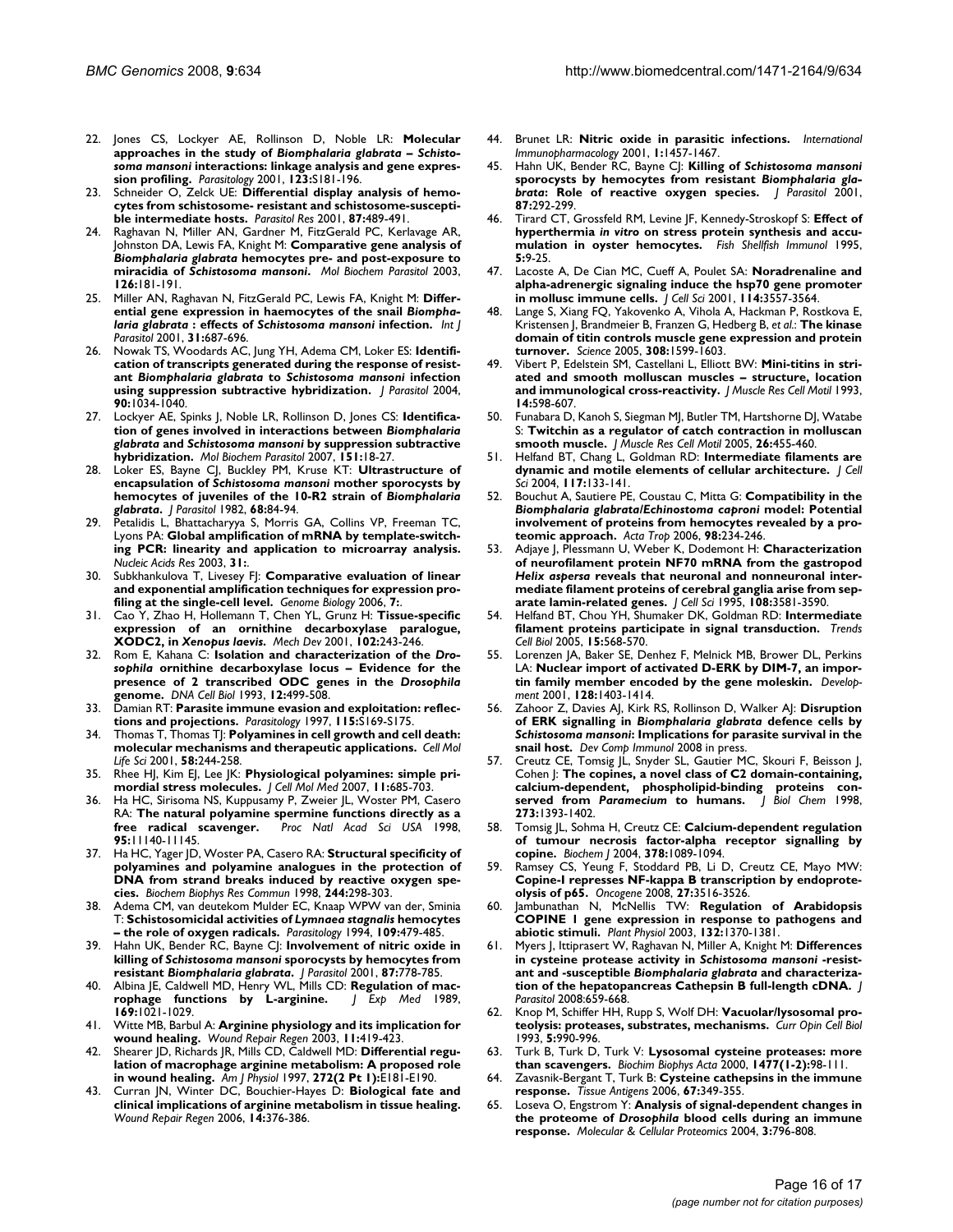22. Jones CS, Lockyer AE, Rollinson D, Noble LR: **Molecular approaches in the study of *Biomphalaria glabrata – Schistosoma mansoni* interactions: linkage analysis and gene expression profiling.** *Parasitology* 2001, **123:**S181-196.
23. Schneider O, Zelck UE: **Differential display analysis of hemocytes from schistosome- resistant and schistosome-susceptible intermediate hosts.** *Parasitol Res* 2001, **87:**489-491.
24. Raghavan N, Miller AN, Gardner M, FitzGerald PC, Kerlavage AR, Johnston DA, Lewis FA, Knight M: **Comparative gene analysis of *Biomphalaria glabrata* hemocytes pre- and post-exposure to miracidia of *Schistosoma mansoni*.** *Mol Biochem Parasitol* 2003, **126:**181-191.
25. Miller AN, Raghavan N, FitzGerald PC, Lewis FA, Knight M: **Differential gene expression in haemocytes of the snail *Biomphalaria glabrata* : effects of *Schistosoma mansoni* infection.** *Int J Parasitol* 2001, **31:**687-696.
26. Nowak TS, Woodards AC, Jung YH, Adema CM, Loker ES: **Identification of transcripts generated during the response of resistant *Biomphalaria glabrata* to *Schistosoma mansoni* infection using suppression subtractive hybridization.** *J Parasitol* 2004, **90:**1034-1040.
27. Lockyer AE, Spinks J, Noble LR, Rollinson D, Jones CS: **Identification of genes involved in interactions between *Biomphalaria glabrata* and *Schistosoma mansoni* by suppression subtractive hybridization.** *Mol Biochem Parasitol* 2007, **151:**18-27.
28. Loker ES, Bayne CJ, Buckley PM, Kruse KT: **Ultrastructure of encapsulation of *Schistosoma mansoni* mother sporocysts by hemocytes of juveniles of the 10-R2 strain of *Biomphalaria glabrata*.** *J Parasitol* 1982, **68:**84-94.
29. Petalidis L, Bhattacharyya S, Morris GA, Collins VP, Freeman TC, Lyons PA: **Global amplification of mRNA by template-switching PCR: linearity and application to microarray analysis.** *Nucleic Acids Res* 2003, **31:**.
30. Subkhankulova T, Livesey FJ: **Comparative evaluation of linear and exponential amplification techniques for expression profiling at the single-cell level.** *Genome Biology* 2006, **7:**.
31. Cao Y, Zhao H, Hollemann T, Chen YL, Grunz H: **Tissue-specific expression of an ornithine decarboxylase paralogue, XODC2, in *Xenopus laevis*.** *Mech Dev* 2001, **102:**243-246.
32. Rom E, Kahana C: **Isolation and characterization of the *Drosophila* ornithine decarboxylase locus – Evidence for the presence of 2 transcribed ODC genes in the *Drosophila* genome.** *DNA Cell Biol* 1993, **12:**499-508.
33. Damian RT: **Parasite immune evasion and exploitation: reflections and projections.** *Parasitology* 1997, **115:**S169-S175.
34. Thomas T, Thomas TJ: **Polyamines in cell growth and cell death: molecular mechanisms and therapeutic applications.** *Cell Mol Life Sci* 2001, **58:**244-258.
35. Rhee HJ, Kim EJ, Lee JK: **Physiological polyamines: simple primordial stress molecules.** *J Cell Mol Med* 2007, **11:**685-703.
36. Ha HC, Sirisoma NS, Kuppusamy P, Zweier JL, Woster PM, Casero RA: **The natural polyamine spermine functions directly as a free radical scavenger.** *Proc Natl Acad Sci USA* 1998, **95:**11140-11145.
37. Ha HC, Yager JD, Woster PA, Casero RA: **Structural specificity of polyamines and polyamine analogues in the protection of DNA from strand breaks induced by reactive oxygen species.** *Biochem Biophys Res Commun* 1998, **244:**298-303.
38. Adema CM, van deutekom Mulder EC, Knaap WPW van der, Sminia T: **Schistosomicidal activities of *Lymnaea stagnalis* hemocytes – the role of oxygen radicals.** *Parasitology* 1994, **109:**479-485.
39. Hahn UK, Bender RC, Bayne CJ: **Involvement of nitric oxide in killing of *Schistosoma mansoni* sporocysts by hemocytes from resistant *Biomphalaria glabrata*.** *J Parasitol* 2001, **87:**778-785.
40. Albina JE, Caldwell MD, Henry WL, Mills CD: **Regulation of macrophage functions by L-arginine.** *J Exp Med* 1989, **169:**1021-1029.
41. Witte MB, Barbul A: **Arginine physiology and its implication for wound healing.** *Wound Repair Regen* 2003, **11:**419-423.
42. Shearer JD, Richards JR, Mills CD, Caldwell MD: **Differential regulation of macrophage arginine metabolism: A proposed role in wound healing.** *Am J Physiol* 1997, **272(2 Pt 1):**E181-E190.
43. Curran JN, Winter DC, Bouchier-Hayes D: **Biological fate and clinical implications of arginine metabolism in tissue healing.** *Wound Repair Regen* 2006, **14:**376-386.
44. Brunet LR: **Nitric oxide in parasitic infections.** *International Immunopharmacology* 2001, **1:**1457-1467.
45. Hahn UK, Bender RC, Bayne CJ: **Killing of *Schistosoma mansoni* sporocysts by hemocytes from resistant *Biomphalaria glabrata*: Role of reactive oxygen species.** *J Parasitol* 2001, **87:**292-299.
46. Tirard CT, Grossfeld RM, Levine JF, Kennedy-Stroskopf S: **Effect of hyperthermia *in vitro* on stress protein synthesis and accumulation in oyster hemocytes.** *Fish Shellfish Immunol* 1995, **5:**9-25.
47. Lacoste A, De Cian MC, Cueff A, Poulet SA: **Noradrenaline and alpha-adrenergic signaling induce the hsp70 gene promoter in mollusc immune cells.** *J Cell Sci* 2001, **114:**3557-3564.
48. Lange S, Xiang FQ, Yakovenko A, Vihola A, Hackman P, Rostkova E, Kristensen J, Brandmeier B, Franzen G, Hedberg B, *et al.*: **The kinase domain of titin controls muscle gene expression and protein turnover.** *Science* 2005, **308:**1599-1603.
49. Vibert P, Edelstein SM, Castellani L, Elliott BW: **Mini-titins in striated and smooth molluscan muscles – structure, location and immunological cross-reactivity.** *J Muscle Res Cell Motil* 1993, **14:**598-607.
50. Funabara D, Kanoh S, Siegman MJ, Butler TM, Hartshorne DJ, Watabe S: **Twitchin as a regulator of catch contraction in molluscan smooth muscle.** *J Muscle Res Cell Motil* 2005, **26:**455-460.
51. Helfand BT, Chang L, Goldman RD: **Intermediate filaments are dynamic and motile elements of cellular architecture.** *J Cell Sci* 2004, **117:**133-141.
52. Bouchut A, Sautiere PE, Coustau C, Mitta G: **Compatibility in the *Biomphalaria glabrata/Echinostoma caproni* model: Potential involvement of proteins from hemocytes revealed by a proteomic approach.** *Acta Trop* 2006, **98:**234-246.
53. Adjaye J, Plessmann U, Weber K, Dodemont H: **Characterization of neurofilament protein NF70 mRNA from the gastropod *Helix aspersa* reveals that neuronal and nonneuronal intermediate filament proteins of cerebral ganglia arise from separate lamin-related genes.** *J Cell Sci* 1995, **108:**3581-3590.
54. Helfand BT, Chou YH, Shumaker DK, Goldman RD: **Intermediate filament proteins participate in signal transduction.** *Trends Cell Biol* 2005, **15:**568-570.
55. Lorenzen JA, Baker SE, Denhez F, Melnick MB, Brower DL, Perkins LA: **Nuclear import of activated D-ERK by DIM-7, an importin family member encoded by the gene moleskin.** *Development* 2001, **128:**1403-1414.
56. Zahoor Z, Davies AJ, Kirk RS, Rollinson D, Walker AJ: **Disruption of ERK signalling in *Biomphalaria glabrata* defence cells by *Schistosoma mansoni*: Implications for parasite survival in the snail host.** *Dev Comp Immunol* 2008 in press.
57. Creutz CE, Tomsig JL, Snyder SL, Gautier MC, Skouri F, Beisson J, Cohen J: **The copines, a novel class of C2 domain-containing, calcium-dependent, phospholipid-binding proteins conserved from *Paramecium* to humans.** *J Biol Chem* 1998, **273:**1393-1402.
58. Tomsig JL, Sohma H, Creutz CE: **Calcium-dependent regulation of tumour necrosis factor-alpha receptor signalling by copine.** *Biochem J* 2004, **378:**1089-1094.
59. Ramsey CS, Yeung F, Stoddard PB, Li D, Creutz CE, Mayo MW: **Copine-I represses NF-kappa B transcription by endoproteolysis of p65.** *Oncogene* 2008, **27:**3516-3526.
60. Jambunathan N, McNellis TW: **Regulation of Arabidopsis COPINE 1 gene expression in response to pathogens and abiotic stimuli.** *Plant Physiol* 2003, **132:**1370-1381.
61. Myers J, Ittiprasert W, Raghavan N, Miller A, Knight M: **Differences in cysteine protease activity in *Schistosoma mansoni* -resistant and -susceptible *Biomphalaria glabrata* and characterization of the hepatopancreas Cathepsin B full-length cDNA.** *J Parasitol* 2008:659-668.
62. Knop M, Schiffer HH, Rupp S, Wolf DH: **Vacuolar/lysosomal proteolysis: proteases, substrates, mechanisms.** *Curr Opin Cell Biol* 1993, **5:**990-996.
63. Turk B, Turk D, Turk V: **Lysosomal cysteine proteases: more than scavengers.** *Biochim Biophys Acta* 2000, **1477(1-2):**98-111.
64. Zavasnik-Bergant T, Turk B: **Cysteine cathepsins in the immune response.** *Tissue Antigens* 2006, **67:**349-355.
65. Loseva O, Engstrom Y: **Analysis of signal-dependent changes in the proteome of *Drosophila* blood cells during an immune response.** *Molecular & Cellular Proteomics* 2004, **3:**796-808.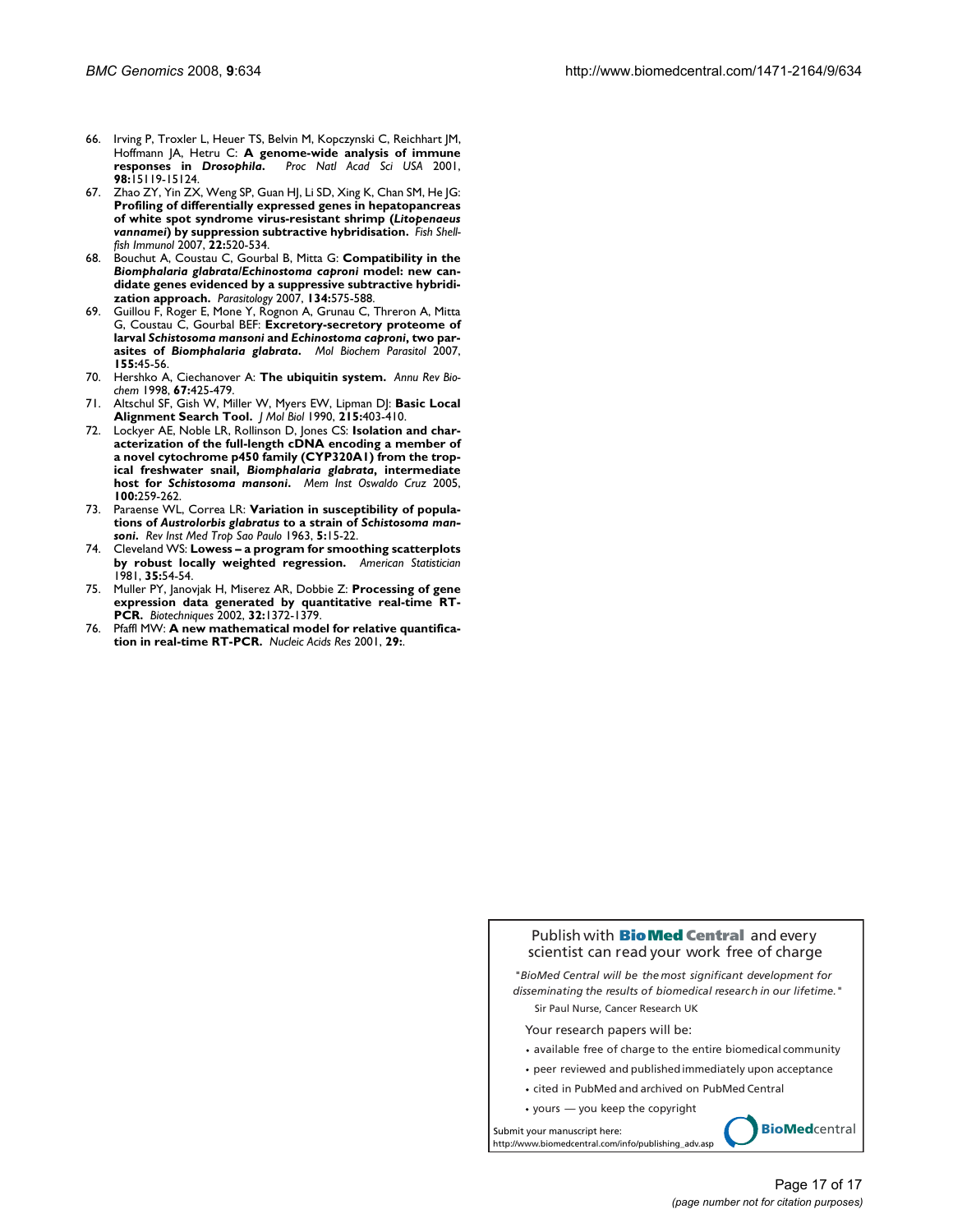66. Irving P, Troxler L, Heuer TS, Belvin M, Kopczynski C, Reichhart JM, Hoffmann JA, Hetru C: **A genome-wide analysis of immune responses in *Drosophila*.** *Proc Natl Acad Sci USA* 2001, **98:**15119-15124.
67. Zhao ZY, Yin ZX, Weng SP, Guan HJ, Li SD, Xing K, Chan SM, He JG: **Profiling of differentially expressed genes in hepatopancreas of white spot syndrome virus-resistant shrimp (*Litopenaeus vannamei*) by suppression subtractive hybridisation.** *Fish Shellfish Immunol* 2007, **22:**520-534.
68. Bouchut A, Coustau C, Gourbal B, Mitta G: **Compatibility in the *Biomphalaria glabrata/Echinostoma caproni* model: new candidate genes evidenced by a suppressive subtractive hybridization approach.** *Parasitology* 2007, **134:**575-588.
69. Guillou F, Roger E, Mone Y, Rognon A, Grunau C, Threron A, Mitta G, Coustau C, Gourbal BEF: **Excretory-secretory proteome of larval *Schistosoma mansoni* and *Echinostoma caproni*, two parasites of *Biomphalaria glabrata*.** *Mol Biochem Parasitol* 2007, **155:**45-56.
70. Hershko A, Ciechanover A: **The ubiquitin system.** *Annu Rev Biochem* 1998, **67:**425-479.
71. Altschul SF, Gish W, Miller W, Myers EW, Lipman DJ: **Basic Local Alignment Search Tool.** *J Mol Biol* 1990, **215:**403-410.
72. Lockyer AE, Noble LR, Rollinson D, Jones CS: **Isolation and characterization of the full-length cDNA encoding a member of a novel cytochrome p450 family (CYP320A1) from the tropical freshwater snail, *Biomphalaria glabrata*, intermediate host for *Schistosoma mansoni*.** *Mem Inst Oswaldo Cruz* 2005, **100:**259-262.
73. Paraense WL, Correa LR: **Variation in susceptibility of populations of *Austrolorbis glabratus* to a strain of *Schistosoma mansoni*.** *Rev Inst Med Trop Sao Paulo* 1963, **5:**15-22.
74. Cleveland WS: **Lowess – a program for smoothing scatterplots by robust locally weighted regression.** *American Statistician* 1981, **35:**54-54.
75. Muller PY, Janovjak H, Miserez AR, Dobbie Z: **Processing of gene expression data generated by quantitative real-time RT-PCR.** *Biotechniques* 2002, **32:**1372-1379.
76. Pfaffl MW: **A new mathematical model for relative quantification in real-time RT-PCR.** *Nucleic Acids Res* 2001, **29:**.

Publish with **BioMed Central** and every scientist can read your work free of charge

*"BioMed Central will be the most significant development for disseminating the results of biomedical research in our lifetime."*

Sir Paul Nurse, Cancer Research UK

Your research papers will be:

- available free of charge to the entire biomedical community
- peer reviewed and published immediately upon acceptance
- cited in PubMed and archived on PubMed Central
- yours — you keep the copyright

Submit your manuscript here:
http://www.biomedcentral.com/info/publishing_adv.asp

**BioMed**central